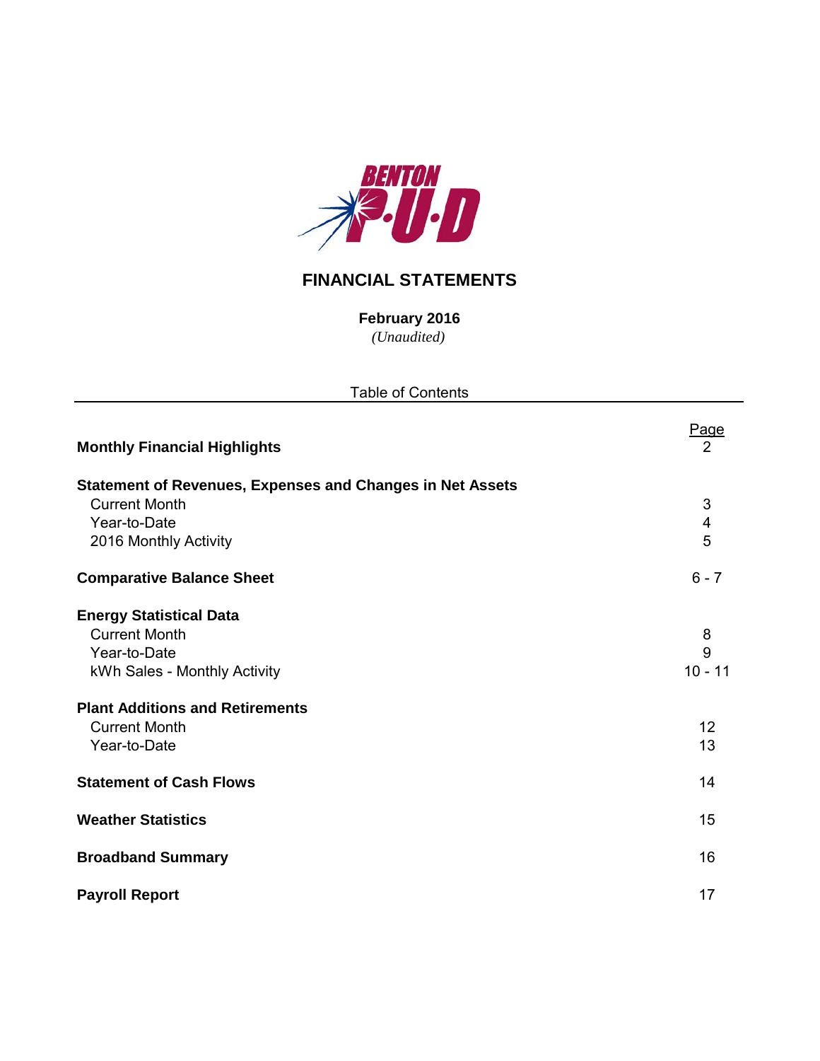BENTON P·U·D

# FINANCIAL STATEMENTS

**February 2016**

*(Unaudited)*

Table of Contents

| | Page |
|---|---|
| **Monthly Financial Highlights** | 2 |
| **Statement of Revenues, Expenses and Changes in Net Assets** | |
| Current Month | 3 |
| Year-to-Date | 4 |
| 2016 Monthly Activity | 5 |
| **Comparative Balance Sheet** | 6 - 7 |
| **Energy Statistical Data** | |
| Current Month | 8 |
| Year-to-Date | 9 |
| kWh Sales - Monthly Activity | 10 - 11 |
| **Plant Additions and Retirements** | |
| Current Month | 12 |
| Year-to-Date | 13 |
| **Statement of Cash Flows** | 14 |
| **Weather Statistics** | 15 |
| **Broadband Summary** | 16 |
| **Payroll Report** | 17 |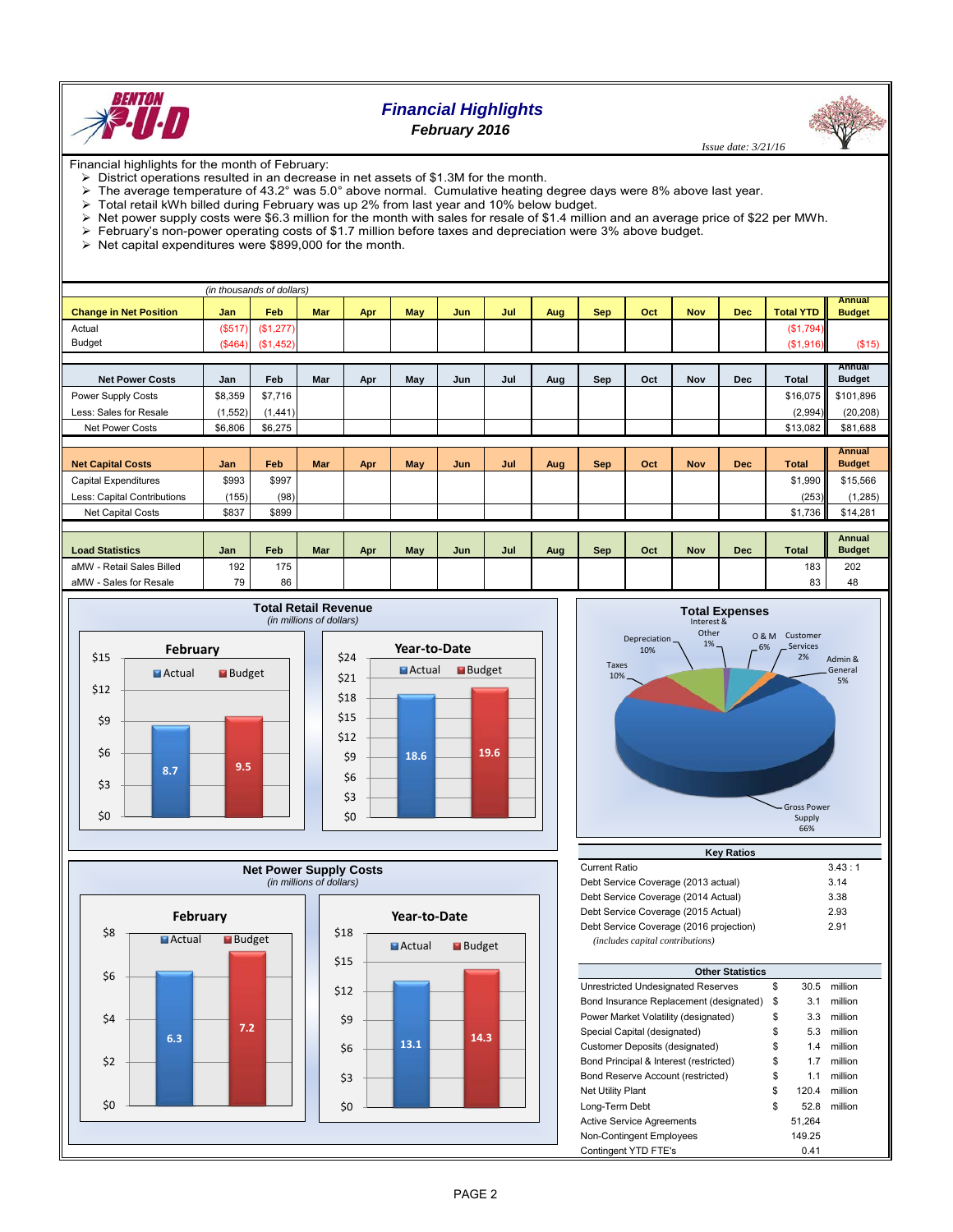# Financial Highlights

*February 2016*

*Issue date: 3/21/16*

Financial highlights for the month of February:

- District operations resulted in an decrease in net assets of $1.3M for the month.
- The average temperature of 43.2° was 5.0° above normal. Cumulative heating degree days were 8% above last year.
- Total retail kWh billed during February was up 2% from last year and 10% below budget.
- Net power supply costs were $6.3 million for the month with sales for resale of $1.4 million and an average price of $22 per MWh.
- February's non-power operating costs of $1.7 million before taxes and depreciation were 3% above budget.
- Net capital expenditures were $899,000 for the month.

*(in thousands of dollars)*

| Change in Net Position | Jan | Feb | Mar | Apr | May | Jun | Jul | Aug | Sep | Oct | Nov | Dec | Total YTD | Annual Budget |
|---|---|---|---|---|---|---|---|---|---|---|---|---|---|---|
| Actual | ($517) | ($1,277) | | | | | | | | | | | ($1,794) | |
| Budget | ($464) | ($1,452) | | | | | | | | | | | ($1,916) | ($15) |

| Net Power Costs | Jan | Feb | Mar | Apr | May | Jun | Jul | Aug | Sep | Oct | Nov | Dec | Total | Annual Budget |
|---|---|---|---|---|---|---|---|---|---|---|---|---|---|---|
| Power Supply Costs | $8,359 | $7,716 | | | | | | | | | | | $16,075 | $101,896 |
| Less: Sales for Resale | (1,552) | (1,441) | | | | | | | | | | | (2,994) | (20,208) |
| Net Power Costs | $6,806 | $6,275 | | | | | | | | | | | $13,082 | $81,688 |

| Net Capital Costs | Jan | Feb | Mar | Apr | May | Jun | Jul | Aug | Sep | Oct | Nov | Dec | Total | Annual Budget |
|---|---|---|---|---|---|---|---|---|---|---|---|---|---|---|
| Capital Expenditures | $993 | $997 | | | | | | | | | | | $1,990 | $15,566 |
| Less: Capital Contributions | (155) | (98) | | | | | | | | | | | (253) | (1,285) |
| Net Capital Costs | $837 | $899 | | | | | | | | | | | $1,736 | $14,281 |

| Load Statistics | Jan | Feb | Mar | Apr | May | Jun | Jul | Aug | Sep | Oct | Nov | Dec | Total | Annual Budget |
|---|---|---|---|---|---|---|---|---|---|---|---|---|---|---|
| aMW - Retail Sales Billed | 192 | 175 | | | | | | | | | | | 183 | 202 |
| aMW - Sales for Resale | 79 | 86 | | | | | | | | | | | 83 | 48 |

**Total Retail Revenue**
*(in millions of dollars)*

| | Actual | Budget |
|---|---|---|
| February | 8.7 | 9.5 |
| Year-to-Date | 18.6 | 19.6 |

**Total Expenses**

| Category | Percent |
|---|---|
| Gross Power Supply | 66% |
| Depreciation | 10% |
| Taxes | 10% |
| Interest & Other | 1% |
| O & M | 6% |
| Customer Services | 2% |
| Admin & General | 5% |

**Net Power Supply Costs**
*(in millions of dollars)*

| | Actual | Budget |
|---|---|---|
| February | 6.3 | 7.2 |
| Year-to-Date | 13.1 | 14.3 |

**Key Ratios**

| | |
|---|---|
| Current Ratio | 3.43 : 1 |
| Debt Service Coverage (2013 actual) | 3.14 |
| Debt Service Coverage (2014 Actual) | 3.38 |
| Debt Service Coverage (2015 Actual) | 2.93 |
| Debt Service Coverage (2016 projection) | 2.91 |

*(includes capital contributions)*

**Other Statistics**

| | | | |
|---|---|---|---|
| Unrestricted Undesignated Reserves | $ | 30.5 | million |
| Bond Insurance Replacement (designated) | $ | 3.1 | million |
| Power Market Volatility (designated) | $ | 3.3 | million |
| Special Capital (designated) | $ | 5.3 | million |
| Customer Deposits (designated) | $ | 1.4 | million |
| Bond Principal & Interest (restricted) | $ | 1.7 | million |
| Bond Reserve Account (restricted) | $ | 1.1 | million |
| Net Utility Plant | $ | 120.4 | million |
| Long-Term Debt | $ | 52.8 | million |
| Active Service Agreements | | 51,264 | |
| Non-Contingent Employees | | 149.25 | |
| Contingent YTD FTE's | | 0.41 | |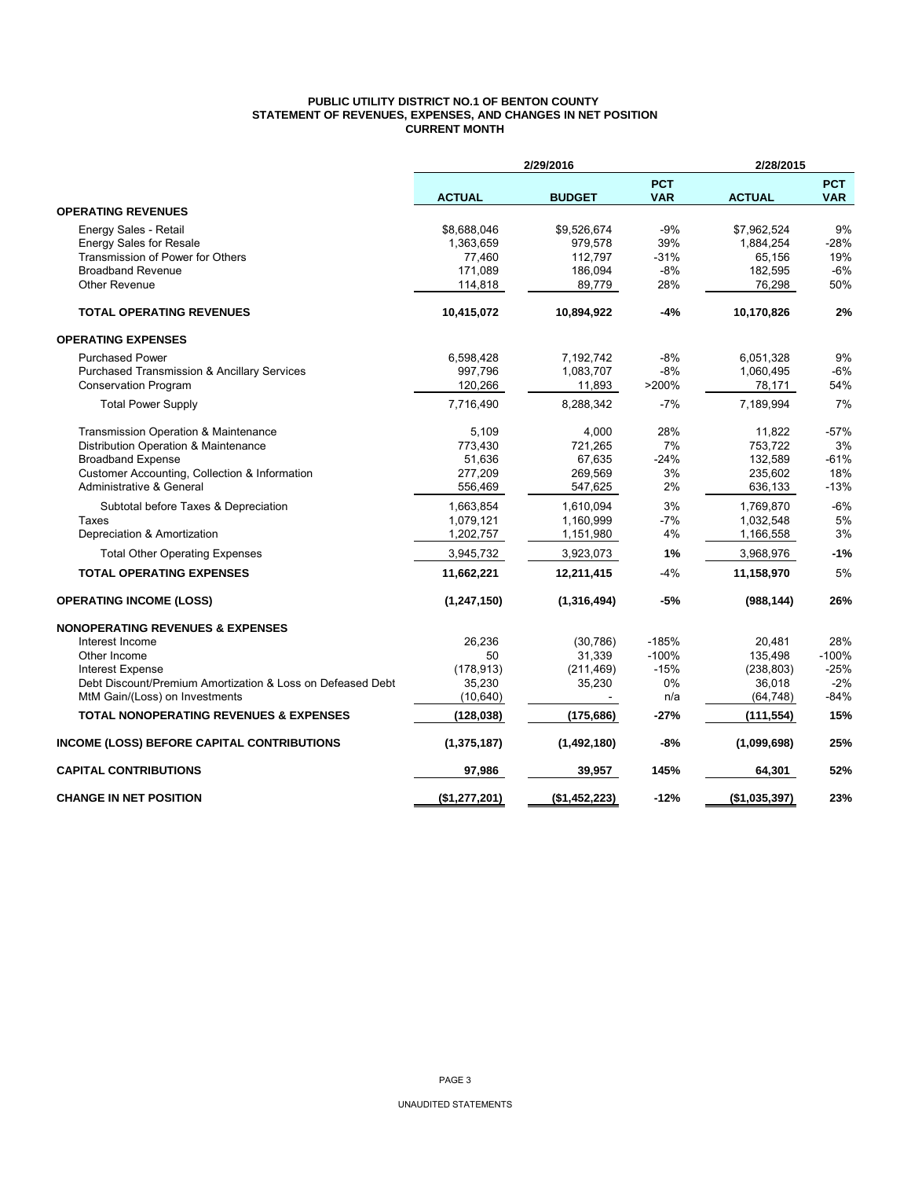# PUBLIC UTILITY DISTRICT NO.1 OF BENTON COUNTY
## STATEMENT OF REVENUES, EXPENSES, AND CHANGES IN NET POSITION
### CURRENT MONTH

| | 2/29/2016 | | | 2/28/2015 | |
|---|---|---|---|---|---|
| | **ACTUAL** | **BUDGET** | **PCT VAR** | **ACTUAL** | **PCT VAR** |
| **OPERATING REVENUES** | | | | | |
| Energy Sales - Retail | \$8,688,046 | \$9,526,674 | -9% | \$7,962,524 | 9% |
| Energy Sales for Resale | 1,363,659 | 979,578 | 39% | 1,884,254 | -28% |
| Transmission of Power for Others | 77,460 | 112,797 | -31% | 65,156 | 19% |
| Broadband Revenue | 171,089 | 186,094 | -8% | 182,595 | -6% |
| Other Revenue | 114,818 | 89,779 | 28% | 76,298 | 50% |
| **TOTAL OPERATING REVENUES** | **10,415,072** | **10,894,922** | **-4%** | **10,170,826** | **2%** |
| **OPERATING EXPENSES** | | | | | |
| Purchased Power | 6,598,428 | 7,192,742 | -8% | 6,051,328 | 9% |
| Purchased Transmission & Ancillary Services | 997,796 | 1,083,707 | -8% | 1,060,495 | -6% |
| Conservation Program | 120,266 | 11,893 | >200% | 78,171 | 54% |
| Total Power Supply | 7,716,490 | 8,288,342 | -7% | 7,189,994 | 7% |
| Transmission Operation & Maintenance | 5,109 | 4,000 | 28% | 11,822 | -57% |
| Distribution Operation & Maintenance | 773,430 | 721,265 | 7% | 753,722 | 3% |
| Broadband Expense | 51,636 | 67,635 | -24% | 132,589 | -61% |
| Customer Accounting, Collection & Information | 277,209 | 269,569 | 3% | 235,602 | 18% |
| Administrative & General | 556,469 | 547,625 | 2% | 636,133 | -13% |
| Subtotal before Taxes & Depreciation | 1,663,854 | 1,610,094 | 3% | 1,769,870 | -6% |
| Taxes | 1,079,121 | 1,160,999 | -7% | 1,032,548 | 5% |
| Depreciation & Amortization | 1,202,757 | 1,151,980 | 4% | 1,166,558 | 3% |
| Total Other Operating Expenses | 3,945,732 | 3,923,073 | **1%** | 3,968,976 | **-1%** |
| **TOTAL OPERATING EXPENSES** | **11,662,221** | **12,211,415** | -4% | **11,158,970** | 5% |
| **OPERATING INCOME (LOSS)** | **(1,247,150)** | **(1,316,494)** | **-5%** | **(988,144)** | **26%** |
| **NONOPERATING REVENUES & EXPENSES** | | | | | |
| Interest Income | 26,236 | (30,786) | -185% | 20,481 | 28% |
| Other Income | 50 | 31,339 | -100% | 135,498 | -100% |
| Interest Expense | (178,913) | (211,469) | -15% | (238,803) | -25% |
| Debt Discount/Premium Amortization & Loss on Defeased Debt | 35,230 | 35,230 | 0% | 36,018 | -2% |
| MtM Gain/(Loss) on Investments | (10,640) | - | n/a | (64,748) | -84% |
| **TOTAL NONOPERATING REVENUES & EXPENSES** | **(128,038)** | **(175,686)** | **-27%** | **(111,554)** | **15%** |
| **INCOME (LOSS) BEFORE CAPITAL CONTRIBUTIONS** | **(1,375,187)** | **(1,492,180)** | **-8%** | **(1,099,698)** | **25%** |
| **CAPITAL CONTRIBUTIONS** | **97,986** | **39,957** | **145%** | **64,301** | **52%** |
| **CHANGE IN NET POSITION** | **(\$1,277,201)** | **(\$1,452,223)** | **-12%** | **(\$1,035,397)** | **23%** |

UNAUDITED STATEMENTS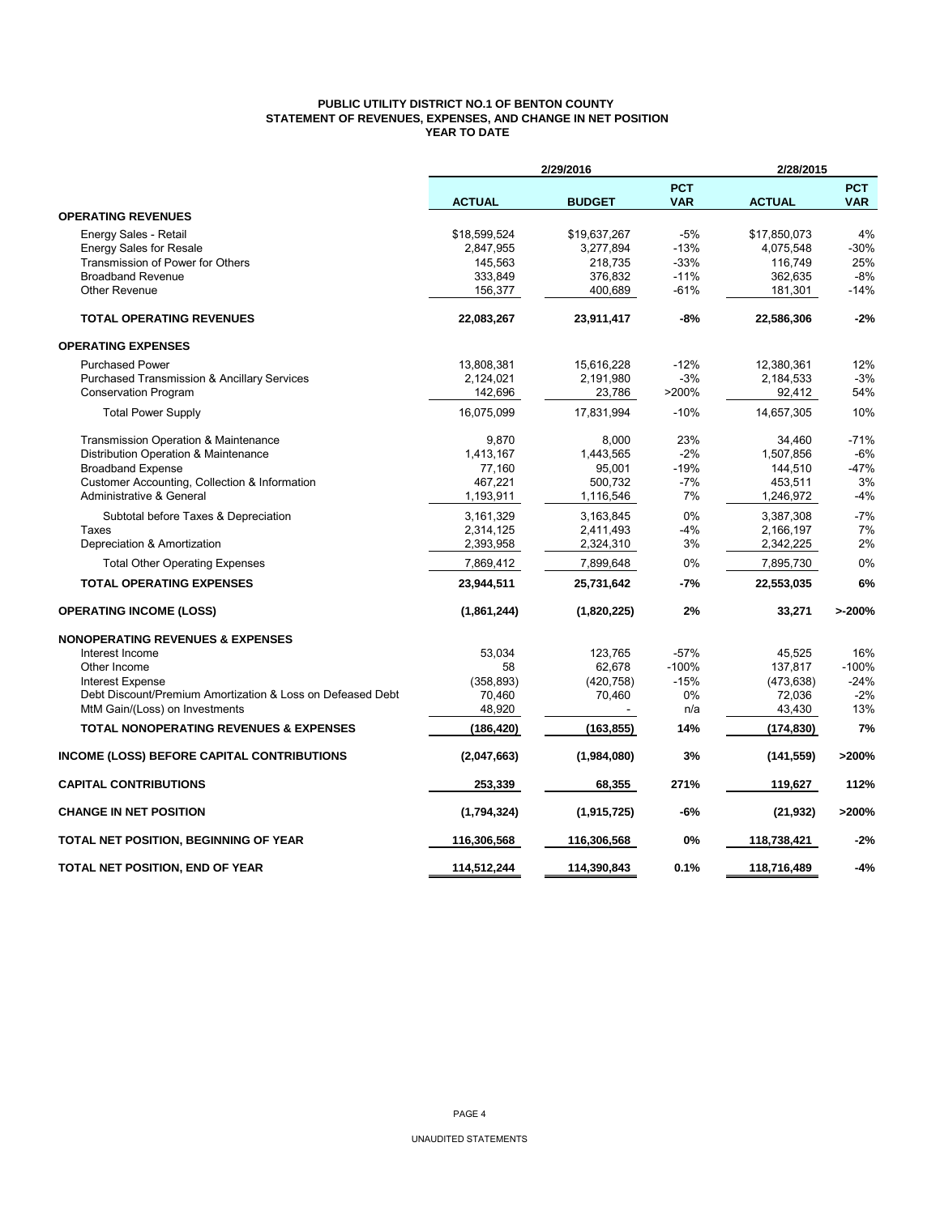**PUBLIC UTILITY DISTRICT NO.1 OF BENTON COUNTY**
**STATEMENT OF REVENUES, EXPENSES, AND CHANGE IN NET POSITION**
**YEAR TO DATE**

| | 2/29/2016 | | | 2/28/2015 | |
|---|---|---|---|---|---|
| | **ACTUAL** | **BUDGET** | **PCT VAR** | **ACTUAL** | **PCT VAR** |
| **OPERATING REVENUES** | | | | | |
| Energy Sales - Retail | $18,599,524 | $19,637,267 | -5% | $17,850,073 | 4% |
| Energy Sales for Resale | 2,847,955 | 3,277,894 | -13% | 4,075,548 | -30% |
| Transmission of Power for Others | 145,563 | 218,735 | -33% | 116,749 | 25% |
| Broadband Revenue | 333,849 | 376,832 | -11% | 362,635 | -8% |
| Other Revenue | 156,377 | 400,689 | -61% | 181,301 | -14% |
| **TOTAL OPERATING REVENUES** | **22,083,267** | **23,911,417** | **-8%** | **22,586,306** | **-2%** |
| **OPERATING EXPENSES** | | | | | |
| Purchased Power | 13,808,381 | 15,616,228 | -12% | 12,380,361 | 12% |
| Purchased Transmission & Ancillary Services | 2,124,021 | 2,191,980 | -3% | 2,184,533 | -3% |
| Conservation Program | 142,696 | 23,786 | >200% | 92,412 | 54% |
| Total Power Supply | 16,075,099 | 17,831,994 | -10% | 14,657,305 | 10% |
| Transmission Operation & Maintenance | 9,870 | 8,000 | 23% | 34,460 | -71% |
| Distribution Operation & Maintenance | 1,413,167 | 1,443,565 | -2% | 1,507,856 | -6% |
| Broadband Expense | 77,160 | 95,001 | -19% | 144,510 | -47% |
| Customer Accounting, Collection & Information | 467,221 | 500,732 | -7% | 453,511 | 3% |
| Administrative & General | 1,193,911 | 1,116,546 | 7% | 1,246,972 | -4% |
| Subtotal before Taxes & Depreciation | 3,161,329 | 3,163,845 | 0% | 3,387,308 | -7% |
| Taxes | 2,314,125 | 2,411,493 | -4% | 2,166,197 | 7% |
| Depreciation & Amortization | 2,393,958 | 2,324,310 | 3% | 2,342,225 | 2% |
| Total Other Operating Expenses | 7,869,412 | 7,899,648 | 0% | 7,895,730 | 0% |
| **TOTAL OPERATING EXPENSES** | **23,944,511** | **25,731,642** | **-7%** | **22,553,035** | **6%** |
| **OPERATING INCOME (LOSS)** | **(1,861,244)** | **(1,820,225)** | **2%** | **33,271** | **>-200%** |
| **NONOPERATING REVENUES & EXPENSES** | | | | | |
| Interest Income | 53,034 | 123,765 | -57% | 45,525 | 16% |
| Other Income | 58 | 62,678 | -100% | 137,817 | -100% |
| Interest Expense | (358,893) | (420,758) | -15% | (473,638) | -24% |
| Debt Discount/Premium Amortization & Loss on Defeased Debt | 70,460 | 70,460 | 0% | 72,036 | -2% |
| MtM Gain/(Loss) on Investments | 48,920 | - | n/a | 43,430 | 13% |
| **TOTAL NONOPERATING REVENUES & EXPENSES** | **(186,420)** | **(163,855)** | **14%** | **(174,830)** | **7%** |
| **INCOME (LOSS) BEFORE CAPITAL CONTRIBUTIONS** | **(2,047,663)** | **(1,984,080)** | **3%** | **(141,559)** | **>200%** |
| **CAPITAL CONTRIBUTIONS** | **253,339** | **68,355** | **271%** | **119,627** | **112%** |
| **CHANGE IN NET POSITION** | **(1,794,324)** | **(1,915,725)** | **-6%** | **(21,932)** | **>200%** |
| **TOTAL NET POSITION, BEGINNING OF YEAR** | **116,306,568** | **116,306,568** | **0%** | **118,738,421** | **-2%** |
| **TOTAL NET POSITION, END OF YEAR** | **114,512,244** | **114,390,843** | **0.1%** | **118,716,489** | **-4%** |

UNAUDITED STATEMENTS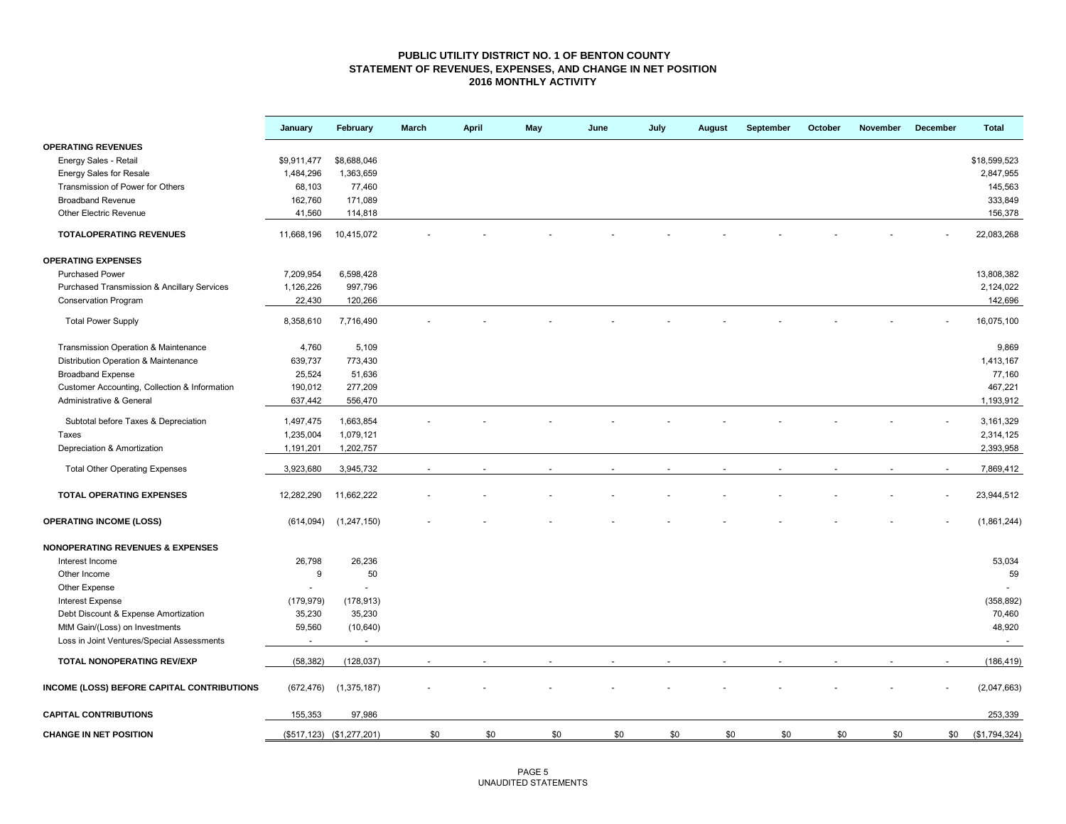# PUBLIC UTILITY DISTRICT NO. 1 OF BENTON COUNTY
## STATEMENT OF REVENUES, EXPENSES, AND CHANGE IN NET POSITION
### 2016 MONTHLY ACTIVITY

| | January | February | March | April | May | June | July | August | September | October | November | December | Total |
|---|---|---|---|---|---|---|---|---|---|---|---|---|---|
| **OPERATING REVENUES** | | | | | | | | | | | | | |
| Energy Sales - Retail | $9,911,477 | $8,688,046 | | | | | | | | | | | $18,599,523 |
| Energy Sales for Resale | 1,484,296 | 1,363,659 | | | | | | | | | | | 2,847,955 |
| Transmission of Power for Others | 68,103 | 77,460 | | | | | | | | | | | 145,563 |
| Broadband Revenue | 162,760 | 171,089 | | | | | | | | | | | 333,849 |
| Other Electric Revenue | 41,560 | 114,818 | | | | | | | | | | | 156,378 |
| **TOTALOPERATING REVENUES** | 11,668,196 | 10,415,072 | - | - | - | - | - | - | - | - | - | - | 22,083,268 |
| **OPERATING EXPENSES** | | | | | | | | | | | | | |
| Purchased Power | 7,209,954 | 6,598,428 | | | | | | | | | | | 13,808,382 |
| Purchased Transmission & Ancillary Services | 1,126,226 | 997,796 | | | | | | | | | | | 2,124,022 |
| Conservation Program | 22,430 | 120,266 | | | | | | | | | | | 142,696 |
| Total Power Supply | 8,358,610 | 7,716,490 | - | - | - | - | - | - | - | - | - | - | 16,075,100 |
| Transmission Operation & Maintenance | 4,760 | 5,109 | | | | | | | | | | | 9,869 |
| Distribution Operation & Maintenance | 639,737 | 773,430 | | | | | | | | | | | 1,413,167 |
| Broadband Expense | 25,524 | 51,636 | | | | | | | | | | | 77,160 |
| Customer Accounting, Collection & Information | 190,012 | 277,209 | | | | | | | | | | | 467,221 |
| Administrative & General | 637,442 | 556,470 | | | | | | | | | | | 1,193,912 |
| Subtotal before Taxes & Depreciation | 1,497,475 | 1,663,854 | - | - | - | - | - | - | - | - | - | - | 3,161,329 |
| Taxes | 1,235,004 | 1,079,121 | | | | | | | | | | | 2,314,125 |
| Depreciation & Amortization | 1,191,201 | 1,202,757 | | | | | | | | | | | 2,393,958 |
| Total Other Operating Expenses | 3,923,680 | 3,945,732 | - | - | - | - | - | - | - | - | - | - | 7,869,412 |
| **TOTAL OPERATING EXPENSES** | 12,282,290 | 11,662,222 | - | - | - | - | - | - | - | - | - | - | 23,944,512 |
| **OPERATING INCOME (LOSS)** | (614,094) | (1,247,150) | - | - | - | - | - | - | - | - | - | - | (1,861,244) |
| **NONOPERATING REVENUES & EXPENSES** | | | | | | | | | | | | | |
| Interest Income | 26,798 | 26,236 | | | | | | | | | | | 53,034 |
| Other Income | 9 | 50 | | | | | | | | | | | 59 |
| Other Expense | - | - | | | | | | | | | | | - |
| Interest Expense | (179,979) | (178,913) | | | | | | | | | | | (358,892) |
| Debt Discount & Expense Amortization | 35,230 | 35,230 | | | | | | | | | | | 70,460 |
| MtM Gain/(Loss) on Investments | 59,560 | (10,640) | | | | | | | | | | | 48,920 |
| Loss in Joint Ventures/Special Assessments | - | - | | | | | | | | | | | - |
| **TOTAL NONOPERATING REV/EXP** | (58,382) | (128,037) | - | - | - | - | - | - | - | - | - | - | (186,419) |
| **INCOME (LOSS) BEFORE CAPITAL CONTRIBUTIONS** | (672,476) | (1,375,187) | - | - | - | - | - | - | - | - | - | - | (2,047,663) |
| **CAPITAL CONTRIBUTIONS** | 155,353 | 97,986 | | | | | | | | | | | 253,339 |
| **CHANGE IN NET POSITION** | ($517,123) | ($1,277,201) | $0 | $0 | $0 | $0 | $0 | $0 | $0 | $0 | $0 | $0 | ($1,794,324) |

UNAUDITED STATEMENTS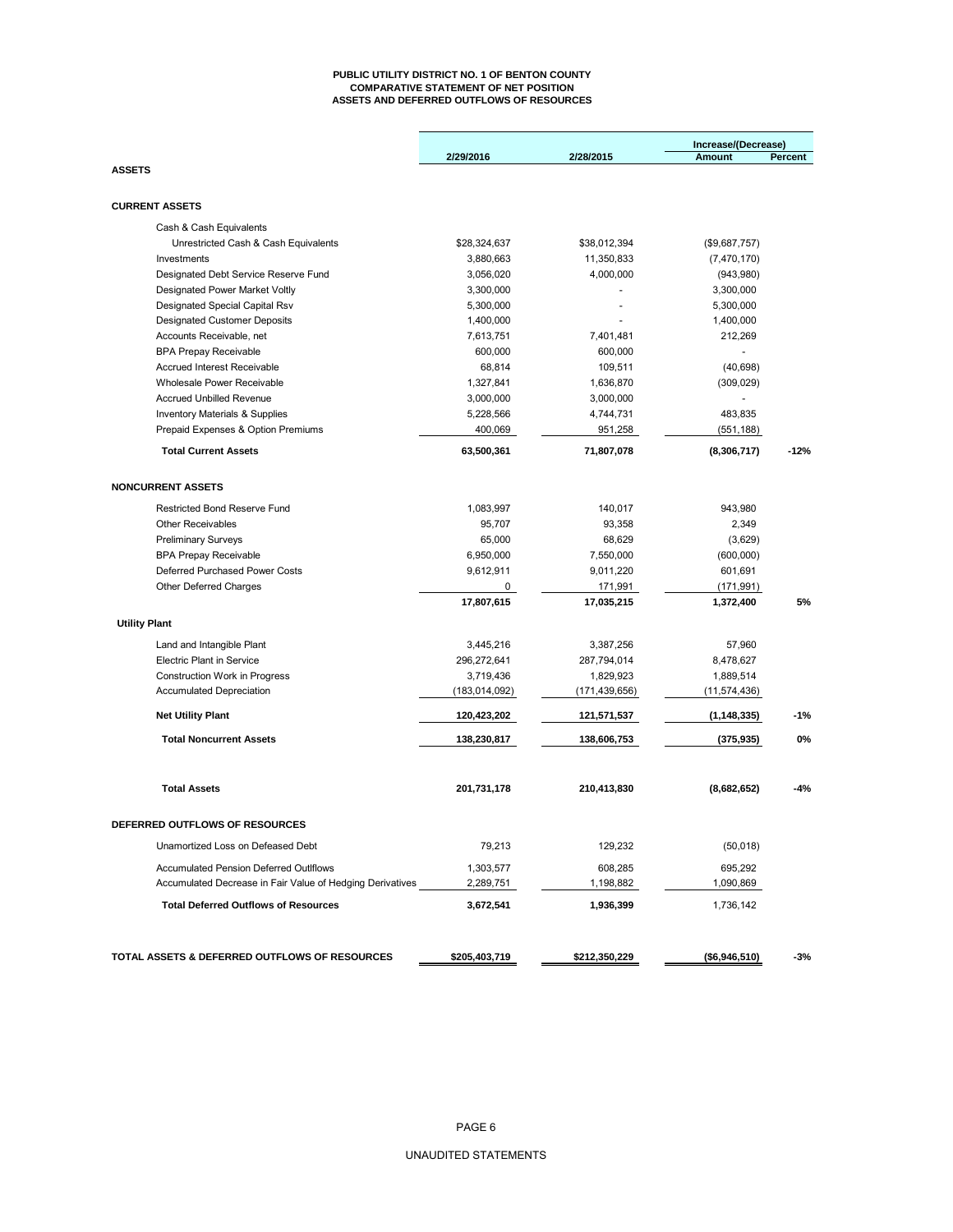# PUBLIC UTILITY DISTRICT NO. 1 OF BENTON COUNTY
## COMPARATIVE STATEMENT OF NET POSITION
## ASSETS AND DEFERRED OUTFLOWS OF RESOURCES

| | 2/29/2016 | 2/28/2015 | Increase/(Decrease) Amount | Percent |
|---|---|---|---|---|
| **ASSETS** | | | | |
| **CURRENT ASSETS** | | | | |
| Cash & Cash Equivalents | | | | |
| Unrestricted Cash & Cash Equivalents | $28,324,637 | $38,012,394 | ($9,687,757) | |
| Investments | 3,880,663 | 11,350,833 | (7,470,170) | |
| Designated Debt Service Reserve Fund | 3,056,020 | 4,000,000 | (943,980) | |
| Designated Power Market Voltly | 3,300,000 | - | 3,300,000 | |
| Designated Special Capital Rsv | 5,300,000 | - | 5,300,000 | |
| Designated Customer Deposits | 1,400,000 | - | 1,400,000 | |
| Accounts Receivable, net | 7,613,751 | 7,401,481 | 212,269 | |
| BPA Prepay Receivable | 600,000 | 600,000 | - | |
| Accrued Interest Receivable | 68,814 | 109,511 | (40,698) | |
| Wholesale Power Receivable | 1,327,841 | 1,636,870 | (309,029) | |
| Accrued Unbilled Revenue | 3,000,000 | 3,000,000 | - | |
| Inventory Materials & Supplies | 5,228,566 | 4,744,731 | 483,835 | |
| Prepaid Expenses & Option Premiums | 400,069 | 951,258 | (551,188) | |
| **Total Current Assets** | **63,500,361** | **71,807,078** | **(8,306,717)** | **-12%** |
| **NONCURRENT ASSETS** | | | | |
| Restricted Bond Reserve Fund | 1,083,997 | 140,017 | 943,980 | |
| Other Receivables | 95,707 | 93,358 | 2,349 | |
| Preliminary Surveys | 65,000 | 68,629 | (3,629) | |
| BPA Prepay Receivable | 6,950,000 | 7,550,000 | (600,000) | |
| Deferred Purchased Power Costs | 9,612,911 | 9,011,220 | 601,691 | |
| Other Deferred Charges | 0 | 171,991 | (171,991) | |
| | **17,807,615** | **17,035,215** | **1,372,400** | **5%** |
| **Utility Plant** | | | | |
| Land and Intangible Plant | 3,445,216 | 3,387,256 | 57,960 | |
| Electric Plant in Service | 296,272,641 | 287,794,014 | 8,478,627 | |
| Construction Work in Progress | 3,719,436 | 1,829,923 | 1,889,514 | |
| Accumulated Depreciation | (183,014,092) | (171,439,656) | (11,574,436) | |
| **Net Utility Plant** | **120,423,202** | **121,571,537** | **(1,148,335)** | **-1%** |
| **Total Noncurrent Assets** | **138,230,817** | **138,606,753** | **(375,935)** | **0%** |
| **Total Assets** | **201,731,178** | **210,413,830** | **(8,682,652)** | **-4%** |
| **DEFERRED OUTFLOWS OF RESOURCES** | | | | |
| Unamortized Loss on Defeased Debt | 79,213 | 129,232 | (50,018) | |
| Accumulated Pension Deferred Outlflows | 1,303,577 | 608,285 | 695,292 | |
| Accumulated Decrease in Fair Value of Hedging Derivatives | 2,289,751 | 1,198,882 | 1,090,869 | |
| **Total Deferred Outflows of Resources** | **3,672,541** | **1,936,399** | 1,736,142 | |
| **TOTAL ASSETS & DEFERRED OUTFLOWS OF RESOURCES** | **$205,403,719** | **$212,350,229** | **($6,946,510)** | **-3%** |

UNAUDITED STATEMENTS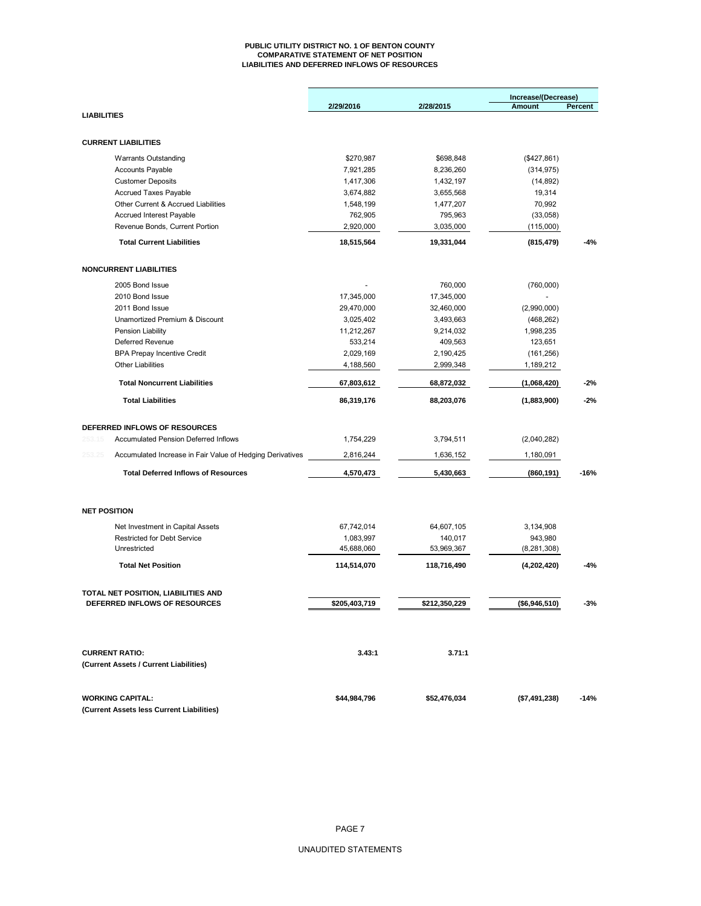# PUBLIC UTILITY DISTRICT NO. 1 OF BENTON COUNTY
## COMPARATIVE STATEMENT OF NET POSITION
## LIABILITIES AND DEFERRED INFLOWS OF RESOURCES

| | 2/29/2016 | 2/28/2015 | Increase/(Decrease) Amount | Percent |
|---|---|---|---|---|
| **LIABILITIES** | | | | |
| **CURRENT LIABILITIES** | | | | |
| Warrants Outstanding | $270,987 | $698,848 | ($427,861) | |
| Accounts Payable | 7,921,285 | 8,236,260 | (314,975) | |
| Customer Deposits | 1,417,306 | 1,432,197 | (14,892) | |
| Accrued Taxes Payable | 3,674,882 | 3,655,568 | 19,314 | |
| Other Current & Accrued Liabilities | 1,548,199 | 1,477,207 | 70,992 | |
| Accrued Interest Payable | 762,905 | 795,963 | (33,058) | |
| Revenue Bonds, Current Portion | 2,920,000 | 3,035,000 | (115,000) | |
| **Total Current Liabilities** | **18,515,564** | **19,331,044** | **(815,479)** | **-4%** |
| **NONCURRENT LIABILITIES** | | | | |
| 2005 Bond Issue | - | 760,000 | (760,000) | |
| 2010 Bond Issue | 17,345,000 | 17,345,000 | - | |
| 2011 Bond Issue | 29,470,000 | 32,460,000 | (2,990,000) | |
| Unamortized Premium & Discount | 3,025,402 | 3,493,663 | (468,262) | |
| Pension Liability | 11,212,267 | 9,214,032 | 1,998,235 | |
| Deferred Revenue | 533,214 | 409,563 | 123,651 | |
| BPA Prepay Incentive Credit | 2,029,169 | 2,190,425 | (161,256) | |
| Other Liabilities | 4,188,560 | 2,999,348 | 1,189,212 | |
| **Total Noncurrent Liabilities** | **67,803,612** | **68,872,032** | **(1,068,420)** | **-2%** |
| **Total Liabilities** | **86,319,176** | **88,203,076** | **(1,883,900)** | **-2%** |
| **DEFERRED INFLOWS OF RESOURCES** | | | | |
| Accumulated Pension Deferred Inflows | 1,754,229 | 3,794,511 | (2,040,282) | |
| Accumulated Increase in Fair Value of Hedging Derivatives | 2,816,244 | 1,636,152 | 1,180,091 | |
| **Total Deferred Inflows of Resources** | **4,570,473** | **5,430,663** | **(860,191)** | **-16%** |
| **NET POSITION** | | | | |
| Net Investment in Capital Assets | 67,742,014 | 64,607,105 | 3,134,908 | |
| Restricted for Debt Service | 1,083,997 | 140,017 | 943,980 | |
| Unrestricted | 45,688,060 | 53,969,367 | (8,281,308) | |
| **Total Net Position** | **114,514,070** | **118,716,490** | **(4,202,420)** | **-4%** |
| **TOTAL NET POSITION, LIABILITIES AND DEFERRED INFLOWS OF RESOURCES** | **$205,403,719** | **$212,350,229** | **($6,946,510)** | **-3%** |
| **CURRENT RATIO:** (Current Assets / Current Liabilities) | **3.43:1** | **3.71:1** | | |
| **WORKING CAPITAL:** (Current Assets less Current Liabilities) | **$44,984,796** | **$52,476,034** | **($7,491,238)** | **-14%** |

UNAUDITED STATEMENTS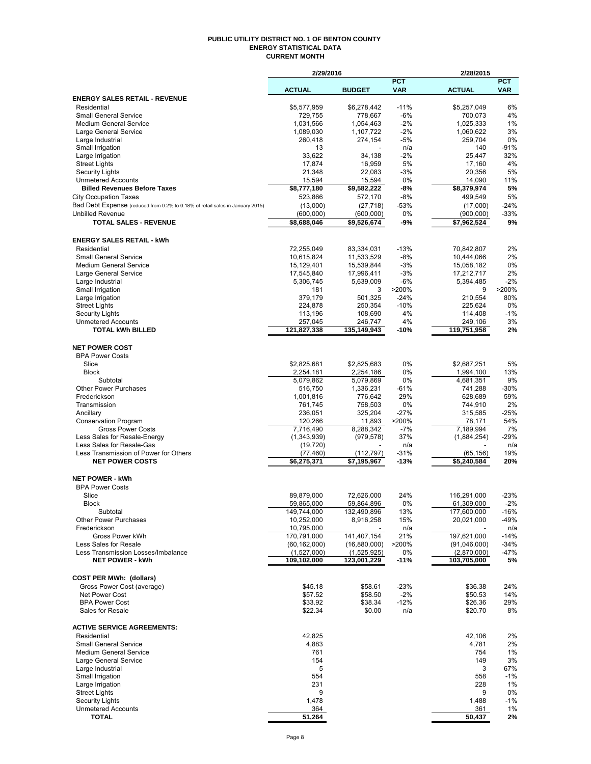# PUBLIC UTILITY DISTRICT NO. 1 OF BENTON COUNTY
## ENERGY STATISTICAL DATA
### CURRENT MONTH

| | 2/29/2016 | | | 2/28/2015 | |
|---|---|---|---|---|---|
| | **ACTUAL** | **BUDGET** | **PCT VAR** | **ACTUAL** | **PCT VAR** |
| **ENERGY SALES RETAIL - REVENUE** | | | | | |
| Residential | $5,577,959 | $6,278,442 | -11% | $5,257,049 | 6% |
| Small General Service | 729,755 | 778,667 | -6% | 700,073 | 4% |
| Medium General Service | 1,031,566 | 1,054,463 | -2% | 1,025,333 | 1% |
| Large General Service | 1,089,030 | 1,107,722 | -2% | 1,060,622 | 3% |
| Large Industrial | 260,418 | 274,154 | -5% | 259,704 | 0% |
| Small Irrigation | 13 | - | n/a | 140 | -91% |
| Large Irrigation | 33,622 | 34,138 | -2% | 25,447 | 32% |
| Street Lights | 17,874 | 16,959 | 5% | 17,160 | 4% |
| Security Lights | 21,348 | 22,083 | -3% | 20,356 | 5% |
| Unmetered Accounts | 15,594 | 15,594 | 0% | 14,090 | 11% |
| **Billed Revenues Before Taxes** | **$8,777,180** | **$9,582,222** | **-8%** | **$8,379,974** | **5%** |
| City Occupation Taxes | 523,866 | 572,170 | -8% | 499,549 | 5% |
| Bad Debt Expense (reduced from 0.2% to 0.18% of retail sales in January 2015) | (13,000) | (27,718) | -53% | (17,000) | -24% |
| Unbilled Revenue | (600,000) | (600,000) | 0% | (900,000) | -33% |
| **TOTAL SALES - REVENUE** | **$8,688,046** | **$9,526,674** | **-9%** | **$7,962,524** | **9%** |
| **ENERGY SALES RETAIL - kWh** | | | | | |
| Residential | 72,255,049 | 83,334,031 | -13% | 70,842,807 | 2% |
| Small General Service | 10,615,824 | 11,533,529 | -8% | 10,444,066 | 2% |
| Medium General Service | 15,129,401 | 15,539,844 | -3% | 15,058,182 | 0% |
| Large General Service | 17,545,840 | 17,996,411 | -3% | 17,212,717 | 2% |
| Large Industrial | 5,306,745 | 5,639,009 | -6% | 5,394,485 | -2% |
| Small Irrigation | 181 | 3 | >200% | 9 | >200% |
| Large Irrigation | 379,179 | 501,325 | -24% | 210,554 | 80% |
| Street Lights | 224,878 | 250,354 | -10% | 225,624 | 0% |
| Security Lights | 113,196 | 108,690 | 4% | 114,408 | -1% |
| Unmetered Accounts | 257,045 | 246,747 | 4% | 249,106 | 3% |
| **TOTAL kWh BILLED** | **121,827,338** | **135,149,943** | **-10%** | **119,751,958** | **2%** |
| **NET POWER COST** | | | | | |
| BPA Power Costs | | | | | |
| Slice | $2,825,681 | $2,825,683 | 0% | $2,687,251 | 5% |
| Block | 2,254,181 | 2,254,186 | 0% | 1,994,100 | 13% |
| Subtotal | 5,079,862 | 5,079,869 | 0% | 4,681,351 | 9% |
| Other Power Purchases | 516,750 | 1,336,231 | -61% | 741,288 | -30% |
| Frederickson | 1,001,816 | 776,642 | 29% | 628,689 | 59% |
| Transmission | 761,745 | 758,503 | 0% | 744,910 | 2% |
| Ancillary | 236,051 | 325,204 | -27% | 315,585 | -25% |
| Conservation Program | 120,266 | 11,893 | >200% | 78,171 | 54% |
| Gross Power Costs | 7,716,490 | 8,288,342 | -7% | 7,189,994 | 7% |
| Less Sales for Resale-Energy | (1,343,939) | (979,578) | 37% | (1,884,254) | -29% |
| Less Sales for Resale-Gas | (19,720) | - | n/a | - | n/a |
| Less Transmission of Power for Others | (77,460) | (112,797) | -31% | (65,156) | 19% |
| **NET POWER COSTS** | **$6,275,371** | **$7,195,967** | **-13%** | **$5,240,584** | **20%** |
| **NET POWER - kWh** | | | | | |
| BPA Power Costs | | | | | |
| Slice | 89,879,000 | 72,626,000 | 24% | 116,291,000 | -23% |
| Block | 59,865,000 | 59,864,896 | 0% | 61,309,000 | -2% |
| Subtotal | 149,744,000 | 132,490,896 | 13% | 177,600,000 | -16% |
| Other Power Purchases | 10,252,000 | 8,916,258 | 15% | 20,021,000 | -49% |
| Frederickson | 10,795,000 | - | n/a | - | n/a |
| Gross Power kWh | 170,791,000 | 141,407,154 | 21% | 197,621,000 | -14% |
| Less Sales for Resale | (60,162,000) | (16,880,000) | >200% | (91,046,000) | -34% |
| Less Transmission Losses/Imbalance | (1,527,000) | (1,525,925) | 0% | (2,870,000) | -47% |
| **NET POWER - kWh** | **109,102,000** | **123,001,229** | **-11%** | **103,705,000** | **5%** |
| **COST PER MWh: (dollars)** | | | | | |
| Gross Power Cost (average) | $45.18 | $58.61 | -23% | $36.38 | 24% |
| Net Power Cost | $57.52 | $58.50 | -2% | $50.53 | 14% |
| BPA Power Cost | $33.92 | $38.34 | -12% | $26.36 | 29% |
| Sales for Resale | $22.34 | $0.00 | n/a | $20.70 | 8% |
| **ACTIVE SERVICE AGREEMENTS:** | | | | | |
| Residential | 42,825 | | | 42,106 | 2% |
| Small General Service | 4,883 | | | 4,781 | 2% |
| Medium General Service | 761 | | | 754 | 1% |
| Large General Service | 154 | | | 149 | 3% |
| Large Industrial | 5 | | | 3 | 67% |
| Small Irrigation | 554 | | | 558 | -1% |
| Large Irrigation | 231 | | | 228 | 1% |
| Street Lights | 9 | | | 9 | 0% |
| Security Lights | 1,478 | | | 1,488 | -1% |
| Unmetered Accounts | 364 | | | 361 | 1% |
| **TOTAL** | **51,264** | | | **50,437** | **2%** |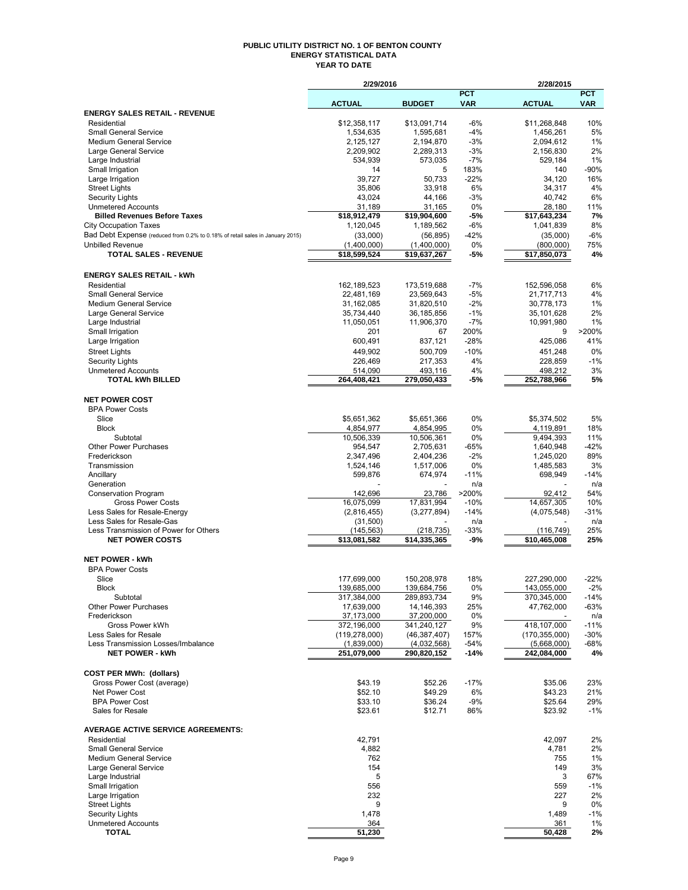# PUBLIC UTILITY DISTRICT NO. 1 OF BENTON COUNTY
## ENERGY STATISTICAL DATA
### YEAR TO DATE

| | 2/29/2016 | | | 2/28/2015 | |
|---|---|---|---|---|---|
| | ACTUAL | BUDGET | PCT VAR | ACTUAL | PCT VAR |
| **ENERGY SALES RETAIL - REVENUE** | | | | | |
| Residential | $12,358,117 | $13,091,714 | -6% | $11,268,848 | 10% |
| Small General Service | 1,534,635 | 1,595,681 | -4% | 1,456,261 | 5% |
| Medium General Service | 2,125,127 | 2,194,870 | -3% | 2,094,612 | 1% |
| Large General Service | 2,209,902 | 2,289,313 | -3% | 2,156,830 | 2% |
| Large Industrial | 534,939 | 573,035 | -7% | 529,184 | 1% |
| Small Irrigation | 14 | 5 | 183% | 140 | -90% |
| Large Irrigation | 39,727 | 50,733 | -22% | 34,120 | 16% |
| Street Lights | 35,806 | 33,918 | 6% | 34,317 | 4% |
| Security Lights | 43,024 | 44,166 | -3% | 40,742 | 6% |
| Unmetered Accounts | 31,189 | 31,165 | 0% | 28,180 | 11% |
| **Billed Revenues Before Taxes** | **$18,912,479** | **$19,904,600** | **-5%** | **$17,643,234** | **7%** |
| City Occupation Taxes | 1,120,045 | 1,189,562 | -6% | 1,041,839 | 8% |
| Bad Debt Expense (reduced from 0.2% to 0.18% of retail sales in January 2015) | (33,000) | (56,895) | -42% | (35,000) | -6% |
| Unbilled Revenue | (1,400,000) | (1,400,000) | 0% | (800,000) | 75% |
| **TOTAL SALES - REVENUE** | **$18,599,524** | **$19,637,267** | **-5%** | **$17,850,073** | **4%** |
| **ENERGY SALES RETAIL - kWh** | | | | | |
| Residential | 162,189,523 | 173,519,688 | -7% | 152,596,058 | 6% |
| Small General Service | 22,481,169 | 23,569,643 | -5% | 21,717,713 | 4% |
| Medium General Service | 31,162,085 | 31,820,510 | -2% | 30,778,173 | 1% |
| Large General Service | 35,734,440 | 36,185,856 | -1% | 35,101,628 | 2% |
| Large Industrial | 11,050,051 | 11,906,370 | -7% | 10,991,980 | 1% |
| Small Irrigation | 201 | 67 | 200% | 9 | >200% |
| Large Irrigation | 600,491 | 837,121 | -28% | 425,086 | 41% |
| Street Lights | 449,902 | 500,709 | -10% | 451,248 | 0% |
| Security Lights | 226,469 | 217,353 | 4% | 228,859 | -1% |
| Unmetered Accounts | 514,090 | 493,116 | 4% | 498,212 | 3% |
| **TOTAL kWh BILLED** | **264,408,421** | **279,050,433** | **-5%** | **252,788,966** | **5%** |
| **NET POWER COST** | | | | | |
| BPA Power Costs | | | | | |
| Slice | $5,651,362 | $5,651,366 | 0% | $5,374,502 | 5% |
| Block | 4,854,977 | 4,854,995 | 0% | 4,119,891 | 18% |
| Subtotal | 10,506,339 | 10,506,361 | 0% | 9,494,393 | 11% |
| Other Power Purchases | 954,547 | 2,705,631 | -65% | 1,640,948 | -42% |
| Frederickson | 2,347,496 | 2,404,236 | -2% | 1,245,020 | 89% |
| Transmission | 1,524,146 | 1,517,006 | 0% | 1,485,583 | 3% |
| Ancillary | 599,876 | 674,974 | -11% | 698,949 | -14% |
| Generation | - | - | n/a | - | n/a |
| Conservation Program | 142,696 | 23,786 | >200% | 92,412 | 54% |
| Gross Power Costs | 16,075,099 | 17,831,994 | -10% | 14,657,305 | 10% |
| Less Sales for Resale-Energy | (2,816,455) | (3,277,894) | -14% | (4,075,548) | -31% |
| Less Sales for Resale-Gas | (31,500) | - | n/a | - | n/a |
| Less Transmission of Power for Others | (145,563) | (218,735) | -33% | (116,749) | 25% |
| **NET POWER COSTS** | **$13,081,582** | **$14,335,365** | **-9%** | **$10,465,008** | **25%** |
| **NET POWER - kWh** | | | | | |
| BPA Power Costs | | | | | |
| Slice | 177,699,000 | 150,208,978 | 18% | 227,290,000 | -22% |
| Block | 139,685,000 | 139,684,756 | 0% | 143,055,000 | -2% |
| Subtotal | 317,384,000 | 289,893,734 | 9% | 370,345,000 | -14% |
| Other Power Purchases | 17,639,000 | 14,146,393 | 25% | 47,762,000 | -63% |
| Frederickson | 37,173,000 | 37,200,000 | 0% | - | n/a |
| Gross Power kWh | 372,196,000 | 341,240,127 | 9% | 418,107,000 | -11% |
| Less Sales for Resale | (119,278,000) | (46,387,407) | 157% | (170,355,000) | -30% |
| Less Transmission Losses/Imbalance | (1,839,000) | (4,032,568) | -54% | (5,668,000) | -68% |
| **NET POWER - kWh** | **251,079,000** | **290,820,152** | **-14%** | **242,084,000** | **4%** |
| **COST PER MWh: (dollars)** | | | | | |
| Gross Power Cost (average) | $43.19 | $52.26 | -17% | $35.06 | 23% |
| Net Power Cost | $52.10 | $49.29 | 6% | $43.23 | 21% |
| BPA Power Cost | $33.10 | $36.24 | -9% | $25.64 | 29% |
| Sales for Resale | $23.61 | $12.71 | 86% | $23.92 | -1% |
| **AVERAGE ACTIVE SERVICE AGREEMENTS:** | | | | | |
| Residential | 42,791 | | | 42,097 | 2% |
| Small General Service | 4,882 | | | 4,781 | 2% |
| Medium General Service | 762 | | | 755 | 1% |
| Large General Service | 154 | | | 149 | 3% |
| Large Industrial | 5 | | | 3 | 67% |
| Small Irrigation | 556 | | | 559 | -1% |
| Large Irrigation | 232 | | | 227 | 2% |
| Street Lights | 9 | | | 9 | 0% |
| Security Lights | 1,478 | | | 1,489 | -1% |
| Unmetered Accounts | 364 | | | 361 | 1% |
| **TOTAL** | **51,230** | | | **50,428** | **2%** |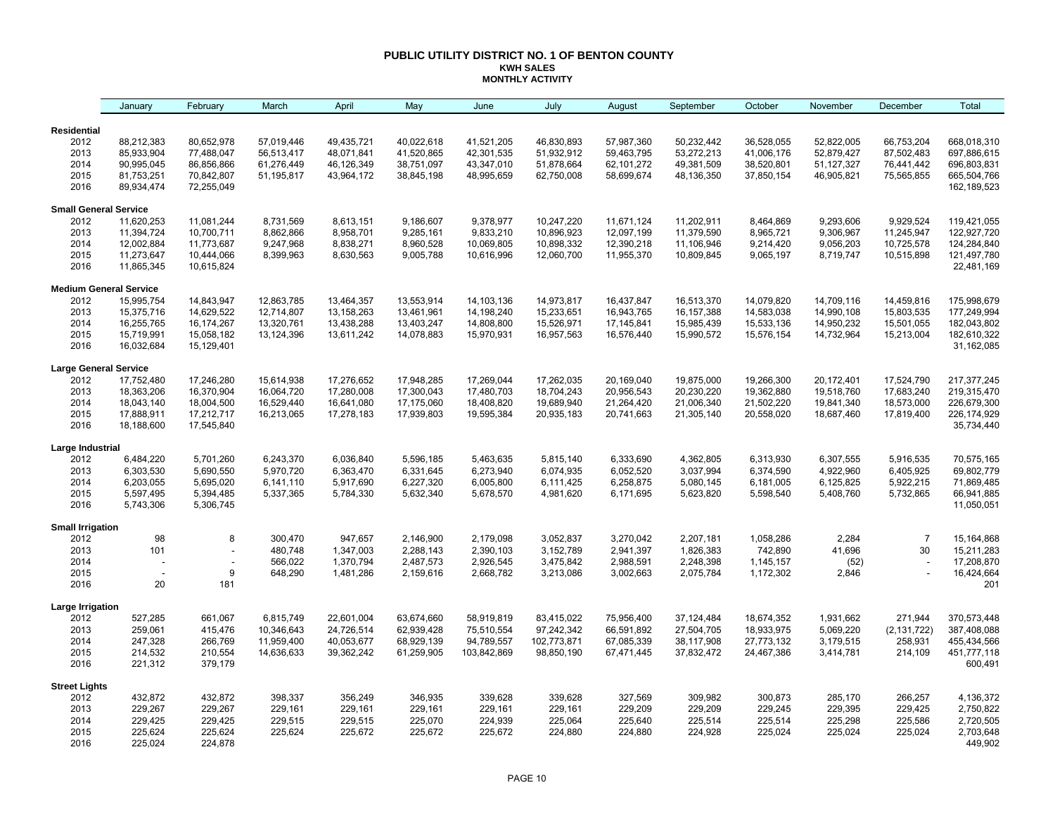# PUBLIC UTILITY DISTRICT NO. 1 OF BENTON COUNTY
## KWH SALES
### MONTHLY ACTIVITY

| | January | February | March | April | May | June | July | August | September | October | November | December | Total |
|---|---|---|---|---|---|---|---|---|---|---|---|---|---|
| **Residential** | | | | | | | | | | | | | |
| 2012 | 88,212,383 | 80,652,978 | 57,019,446 | 49,435,721 | 40,022,618 | 41,521,205 | 46,830,893 | 57,987,360 | 50,232,442 | 36,528,055 | 52,822,005 | 66,753,204 | 668,018,310 |
| 2013 | 85,933,904 | 77,488,047 | 56,513,417 | 48,071,841 | 41,520,865 | 42,301,535 | 51,932,912 | 59,463,795 | 53,272,213 | 41,006,176 | 52,879,427 | 87,502,483 | 697,886,615 |
| 2014 | 90,995,045 | 86,856,866 | 61,276,449 | 46,126,349 | 38,751,097 | 43,347,010 | 51,878,664 | 62,101,272 | 49,381,509 | 38,520,801 | 51,127,327 | 76,441,442 | 696,803,831 |
| 2015 | 81,753,251 | 70,842,807 | 51,195,817 | 43,964,172 | 38,845,198 | 48,995,659 | 62,750,008 | 58,699,674 | 48,136,350 | 37,850,154 | 46,905,821 | 75,565,855 | 665,504,766 |
| 2016 | 89,934,474 | 72,255,049 | | | | | | | | | | | 162,189,523 |
| **Small General Service** | | | | | | | | | | | | | |
| 2012 | 11,620,253 | 11,081,244 | 8,731,569 | 8,613,151 | 9,186,607 | 9,378,977 | 10,247,220 | 11,671,124 | 11,202,911 | 8,464,869 | 9,293,606 | 9,929,524 | 119,421,055 |
| 2013 | 11,394,724 | 10,700,711 | 8,862,866 | 8,958,701 | 9,285,161 | 9,833,210 | 10,896,923 | 12,097,199 | 11,379,590 | 8,965,721 | 9,306,967 | 11,245,947 | 122,927,720 |
| 2014 | 12,002,884 | 11,773,687 | 9,247,968 | 8,838,271 | 8,960,528 | 10,069,805 | 10,898,332 | 12,390,218 | 11,106,946 | 9,214,420 | 9,056,203 | 10,725,578 | 124,284,840 |
| 2015 | 11,273,647 | 10,444,066 | 8,399,963 | 8,630,563 | 9,005,788 | 10,616,996 | 12,060,700 | 11,955,370 | 10,809,845 | 9,065,197 | 8,719,747 | 10,515,898 | 121,497,780 |
| 2016 | 11,865,345 | 10,615,824 | | | | | | | | | | | 22,481,169 |
| **Medium General Service** | | | | | | | | | | | | | |
| 2012 | 15,995,754 | 14,843,947 | 12,863,785 | 13,464,357 | 13,553,914 | 14,103,136 | 14,973,817 | 16,437,847 | 16,513,370 | 14,079,820 | 14,709,116 | 14,459,816 | 175,998,679 |
| 2013 | 15,375,716 | 14,629,522 | 12,714,807 | 13,158,263 | 13,461,961 | 14,198,240 | 15,233,651 | 16,943,765 | 16,157,388 | 14,583,038 | 14,990,108 | 15,803,535 | 177,249,994 |
| 2014 | 16,255,765 | 16,174,267 | 13,320,761 | 13,438,288 | 13,403,247 | 14,808,800 | 15,526,971 | 17,145,841 | 15,985,439 | 15,533,136 | 14,950,232 | 15,501,055 | 182,043,802 |
| 2015 | 15,719,991 | 15,058,182 | 13,124,396 | 13,611,242 | 14,078,883 | 15,970,931 | 16,957,563 | 16,576,440 | 15,990,572 | 15,576,154 | 14,732,964 | 15,213,004 | 182,610,322 |
| 2016 | 16,032,684 | 15,129,401 | | | | | | | | | | | 31,162,085 |
| **Large General Service** | | | | | | | | | | | | | |
| 2012 | 17,752,480 | 17,246,280 | 15,614,938 | 17,276,652 | 17,948,285 | 17,269,044 | 17,262,035 | 20,169,040 | 19,875,000 | 19,266,300 | 20,172,401 | 17,524,790 | 217,377,245 |
| 2013 | 18,363,206 | 16,370,904 | 16,064,720 | 17,280,008 | 17,300,043 | 17,480,703 | 18,704,243 | 20,956,543 | 20,230,220 | 19,362,880 | 19,518,760 | 17,683,240 | 219,315,470 |
| 2014 | 18,043,140 | 18,004,500 | 16,529,440 | 16,641,080 | 17,175,060 | 18,408,820 | 19,689,940 | 21,264,420 | 21,006,340 | 21,502,220 | 19,841,340 | 18,573,000 | 226,679,300 |
| 2015 | 17,888,911 | 17,212,717 | 16,213,065 | 17,278,183 | 17,939,803 | 19,595,384 | 20,935,183 | 20,741,663 | 21,305,140 | 20,558,020 | 18,687,460 | 17,819,400 | 226,174,929 |
| 2016 | 18,188,600 | 17,545,840 | | | | | | | | | | | 35,734,440 |
| **Large Industrial** | | | | | | | | | | | | | |
| 2012 | 6,484,220 | 5,701,260 | 6,243,370 | 6,036,840 | 5,596,185 | 5,463,635 | 5,815,140 | 6,333,690 | 4,362,805 | 6,313,930 | 6,307,555 | 5,916,535 | 70,575,165 |
| 2013 | 6,303,530 | 5,690,550 | 5,970,720 | 6,363,470 | 6,331,645 | 6,273,940 | 6,074,935 | 6,052,520 | 3,037,994 | 6,374,590 | 4,922,960 | 6,405,925 | 69,802,779 |
| 2014 | 6,203,055 | 5,695,020 | 6,141,110 | 5,917,690 | 6,227,320 | 6,005,800 | 6,111,425 | 6,258,875 | 5,080,145 | 6,181,005 | 6,125,825 | 5,922,215 | 71,869,485 |
| 2015 | 5,597,495 | 5,394,485 | 5,337,365 | 5,784,330 | 5,632,340 | 5,678,570 | 4,981,620 | 6,171,695 | 5,623,820 | 5,598,540 | 5,408,760 | 5,732,865 | 66,941,885 |
| 2016 | 5,743,306 | 5,306,745 | | | | | | | | | | | 11,050,051 |
| **Small Irrigation** | | | | | | | | | | | | | |
| 2012 | 98 | 8 | 300,470 | 947,657 | 2,146,900 | 2,179,098 | 3,052,837 | 3,270,042 | 2,207,181 | 1,058,286 | 2,284 | 7 | 15,164,868 |
| 2013 | 101 | - | 480,748 | 1,347,003 | 2,288,143 | 2,390,103 | 3,152,789 | 2,941,397 | 1,826,383 | 742,890 | 41,696 | 30 | 15,211,283 |
| 2014 | - | - | 566,022 | 1,370,794 | 2,487,573 | 2,926,545 | 3,475,842 | 2,988,591 | 2,248,398 | 1,145,157 | (52) | - | 17,208,870 |
| 2015 | - | 9 | 648,290 | 1,481,286 | 2,159,616 | 2,668,782 | 3,213,086 | 3,002,663 | 2,075,784 | 1,172,302 | 2,846 | - | 16,424,664 |
| 2016 | 20 | 181 | | | | | | | | | | | 201 |
| **Large Irrigation** | | | | | | | | | | | | | |
| 2012 | 527,285 | 661,067 | 6,815,749 | 22,601,004 | 63,674,660 | 58,919,819 | 83,415,022 | 75,956,400 | 37,124,484 | 18,674,352 | 1,931,662 | 271,944 | 370,573,448 |
| 2013 | 259,061 | 415,476 | 10,346,643 | 24,726,514 | 62,939,428 | 75,510,554 | 97,242,342 | 66,591,892 | 27,504,705 | 18,933,975 | 5,069,220 | (2,131,722) | 387,408,088 |
| 2014 | 247,328 | 266,769 | 11,959,400 | 40,053,677 | 68,929,139 | 94,789,557 | 102,773,871 | 67,085,339 | 38,117,908 | 27,773,132 | 3,179,515 | 258,931 | 455,434,566 |
| 2015 | 214,532 | 210,554 | 14,636,633 | 39,362,242 | 61,259,905 | 103,842,869 | 98,850,190 | 67,471,445 | 37,832,472 | 24,467,386 | 3,414,781 | 214,109 | 451,777,118 |
| 2016 | 221,312 | 379,179 | | | | | | | | | | | 600,491 |
| **Street Lights** | | | | | | | | | | | | | |
| 2012 | 432,872 | 432,872 | 398,337 | 356,249 | 346,935 | 339,628 | 339,628 | 327,569 | 309,982 | 300,873 | 285,170 | 266,257 | 4,136,372 |
| 2013 | 229,267 | 229,267 | 229,161 | 229,161 | 229,161 | 229,161 | 229,161 | 229,209 | 229,209 | 229,245 | 229,395 | 229,425 | 2,750,822 |
| 2014 | 229,425 | 229,425 | 229,515 | 229,515 | 225,070 | 224,939 | 225,064 | 225,640 | 225,514 | 225,514 | 225,298 | 225,586 | 2,720,505 |
| 2015 | 225,624 | 225,624 | 225,624 | 225,672 | 225,672 | 225,672 | 224,880 | 224,880 | 224,928 | 225,024 | 225,024 | 225,024 | 2,703,648 |
| 2016 | 225,024 | 224,878 | | | | | | | | | | | 449,902 |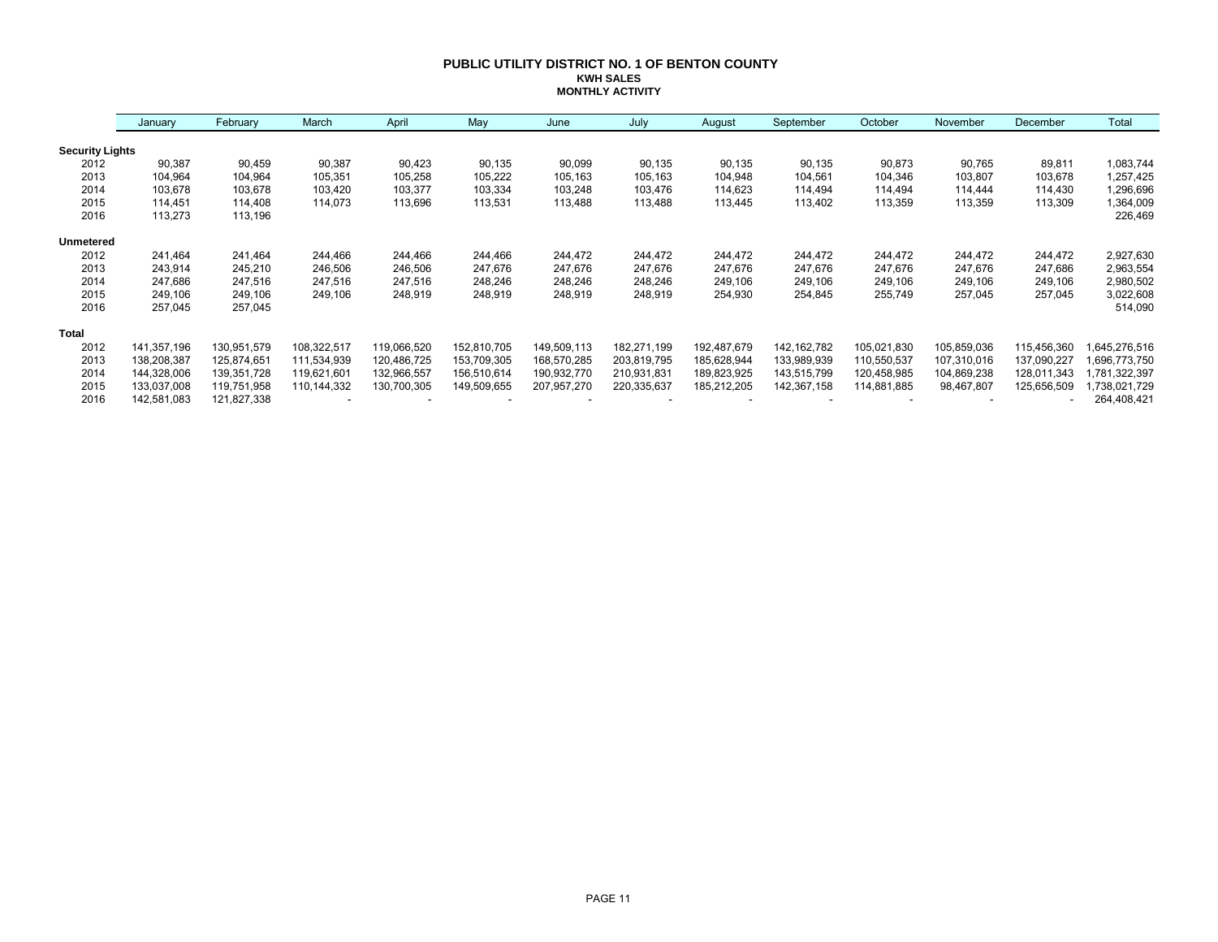# PUBLIC UTILITY DISTRICT NO. 1 OF BENTON COUNTY
## KWH SALES
### MONTHLY ACTIVITY

| | January | February | March | April | May | June | July | August | September | October | November | December | Total |
|---|---|---|---|---|---|---|---|---|---|---|---|---|---|
| **Security Lights** | | | | | | | | | | | | | |
| 2012 | 90,387 | 90,459 | 90,387 | 90,423 | 90,135 | 90,099 | 90,135 | 90,135 | 90,135 | 90,873 | 90,765 | 89,811 | 1,083,744 |
| 2013 | 104,964 | 104,964 | 105,351 | 105,258 | 105,222 | 105,163 | 105,163 | 104,948 | 104,561 | 104,346 | 103,807 | 103,678 | 1,257,425 |
| 2014 | 103,678 | 103,678 | 103,420 | 103,377 | 103,334 | 103,248 | 103,476 | 114,623 | 114,494 | 114,494 | 114,444 | 114,430 | 1,296,696 |
| 2015 | 114,451 | 114,408 | 114,073 | 113,696 | 113,531 | 113,488 | 113,488 | 113,445 | 113,402 | 113,359 | 113,359 | 113,309 | 1,364,009 |
| 2016 | 113,273 | 113,196 | | | | | | | | | | | 226,469 |
| **Unmetered** | | | | | | | | | | | | | |
| 2012 | 241,464 | 241,464 | 244,466 | 244,466 | 244,466 | 244,472 | 244,472 | 244,472 | 244,472 | 244,472 | 244,472 | 244,472 | 2,927,630 |
| 2013 | 243,914 | 245,210 | 246,506 | 246,506 | 247,676 | 247,676 | 247,676 | 247,676 | 247,676 | 247,676 | 247,676 | 247,686 | 2,963,554 |
| 2014 | 247,686 | 247,516 | 247,516 | 247,516 | 248,246 | 248,246 | 248,246 | 249,106 | 249,106 | 249,106 | 249,106 | 249,106 | 2,980,502 |
| 2015 | 249,106 | 249,106 | 249,106 | 248,919 | 248,919 | 248,919 | 248,919 | 254,930 | 254,845 | 255,749 | 257,045 | 257,045 | 3,022,608 |
| 2016 | 257,045 | 257,045 | | | | | | | | | | | 514,090 |
| **Total** | | | | | | | | | | | | | |
| 2012 | 141,357,196 | 130,951,579 | 108,322,517 | 119,066,520 | 152,810,705 | 149,509,113 | 182,271,199 | 192,487,679 | 142,162,782 | 105,021,830 | 105,859,036 | 115,456,360 | 1,645,276,516 |
| 2013 | 138,208,387 | 125,874,651 | 111,534,939 | 120,486,725 | 153,709,305 | 168,570,285 | 203,819,795 | 185,628,944 | 133,989,939 | 110,550,537 | 107,310,016 | 137,090,227 | 1,696,773,750 |
| 2014 | 144,328,006 | 139,351,728 | 119,621,601 | 132,966,557 | 156,510,614 | 190,932,770 | 210,931,831 | 189,823,925 | 143,515,799 | 120,458,985 | 104,869,238 | 128,011,343 | 1,781,322,397 |
| 2015 | 133,037,008 | 119,751,958 | 110,144,332 | 130,700,305 | 149,509,655 | 207,957,270 | 220,335,637 | 185,212,205 | 142,367,158 | 114,881,885 | 98,467,807 | 125,656,509 | 1,738,021,729 |
| 2016 | 142,581,083 | 121,827,338 | - | - | - | - | - | - | - | - | - | - | 264,408,421 |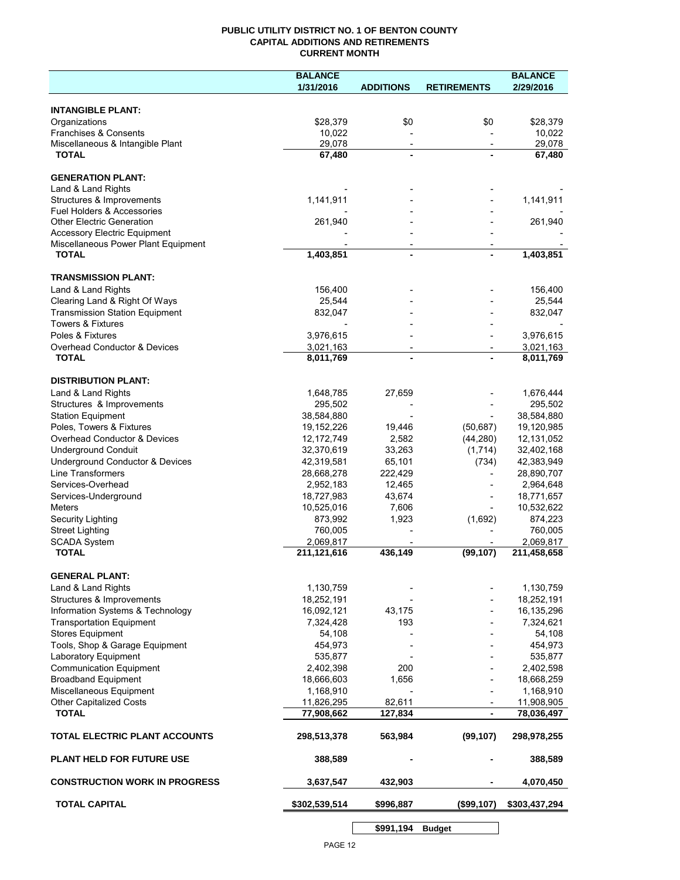# PUBLIC UTILITY DISTRICT NO. 1 OF BENTON COUNTY
## CAPITAL ADDITIONS AND RETIREMENTS
### CURRENT MONTH

| | BALANCE 1/31/2016 | ADDITIONS | RETIREMENTS | BALANCE 2/29/2016 |
|---|---|---|---|---|
| **INTANGIBLE PLANT:** | | | | |
| Organizations | $28,379 | $0 | $0 | $28,379 |
| Franchises & Consents | 10,022 | - | - | 10,022 |
| Miscellaneous & Intangible Plant | 29,078 | - | - | 29,078 |
| **TOTAL** | **67,480** | **-** | **-** | **67,480** |
| **GENERATION PLANT:** | | | | |
| Land & Land Rights | - | - | - | - |
| Structures & Improvements | 1,141,911 | - | - | 1,141,911 |
| Fuel Holders & Accessories | - | - | - | - |
| Other Electric Generation | 261,940 | - | - | 261,940 |
| Accessory Electric Equipment | - | - | - | - |
| Miscellaneous Power Plant Equipment | - | - | - | - |
| **TOTAL** | **1,403,851** | **-** | **-** | **1,403,851** |
| **TRANSMISSION PLANT:** | | | | |
| Land & Land Rights | 156,400 | - | - | 156,400 |
| Clearing Land & Right Of Ways | 25,544 | - | - | 25,544 |
| Transmission Station Equipment | 832,047 | - | - | 832,047 |
| Towers & Fixtures | - | - | - | - |
| Poles & Fixtures | 3,976,615 | - | - | 3,976,615 |
| Overhead Conductor & Devices | 3,021,163 | - | - | 3,021,163 |
| **TOTAL** | **8,011,769** | **-** | **-** | **8,011,769** |
| **DISTRIBUTION PLANT:** | | | | |
| Land & Land Rights | 1,648,785 | 27,659 | - | 1,676,444 |
| Structures & Improvements | 295,502 | - | - | 295,502 |
| Station Equipment | 38,584,880 | - | - | 38,584,880 |
| Poles, Towers & Fixtures | 19,152,226 | 19,446 | (50,687) | 19,120,985 |
| Overhead Conductor & Devices | 12,172,749 | 2,582 | (44,280) | 12,131,052 |
| Underground Conduit | 32,370,619 | 33,263 | (1,714) | 32,402,168 |
| Underground Conductor & Devices | 42,319,581 | 65,101 | (734) | 42,383,949 |
| Line Transformers | 28,668,278 | 222,429 | - | 28,890,707 |
| Services-Overhead | 2,952,183 | 12,465 | - | 2,964,648 |
| Services-Underground | 18,727,983 | 43,674 | - | 18,771,657 |
| Meters | 10,525,016 | 7,606 | - | 10,532,622 |
| Security Lighting | 873,992 | 1,923 | (1,692) | 874,223 |
| Street Lighting | 760,005 | - | - | 760,005 |
| SCADA System | 2,069,817 | - | - | 2,069,817 |
| **TOTAL** | **211,121,616** | **436,149** | **(99,107)** | **211,458,658** |
| **GENERAL PLANT:** | | | | |
| Land & Land Rights | 1,130,759 | - | - | 1,130,759 |
| Structures & Improvements | 18,252,191 | - | - | 18,252,191 |
| Information Systems & Technology | 16,092,121 | 43,175 | - | 16,135,296 |
| Transportation Equipment | 7,324,428 | 193 | - | 7,324,621 |
| Stores Equipment | 54,108 | - | - | 54,108 |
| Tools, Shop & Garage Equipment | 454,973 | - | - | 454,973 |
| Laboratory Equipment | 535,877 | - | - | 535,877 |
| Communication Equipment | 2,402,398 | 200 | - | 2,402,598 |
| Broadband Equipment | 18,666,603 | 1,656 | - | 18,668,259 |
| Miscellaneous Equipment | 1,168,910 | - | - | 1,168,910 |
| Other Capitalized Costs | 11,826,295 | 82,611 | - | 11,908,905 |
| **TOTAL** | **77,908,662** | **127,834** | **-** | **78,036,497** |
| **TOTAL ELECTRIC PLANT ACCOUNTS** | **298,513,378** | **563,984** | **(99,107)** | **298,978,255** |
| **PLANT HELD FOR FUTURE USE** | **388,589** | **-** | **-** | **388,589** |
| **CONSTRUCTION WORK IN PROGRESS** | **3,637,547** | **432,903** | **-** | **4,070,450** |
| **TOTAL CAPITAL** | **$302,539,514** | **$996,887** | **($99,107)** | **$303,437,294** |

| | Budget |
|---|---|
| **$991,194** | **Budget** |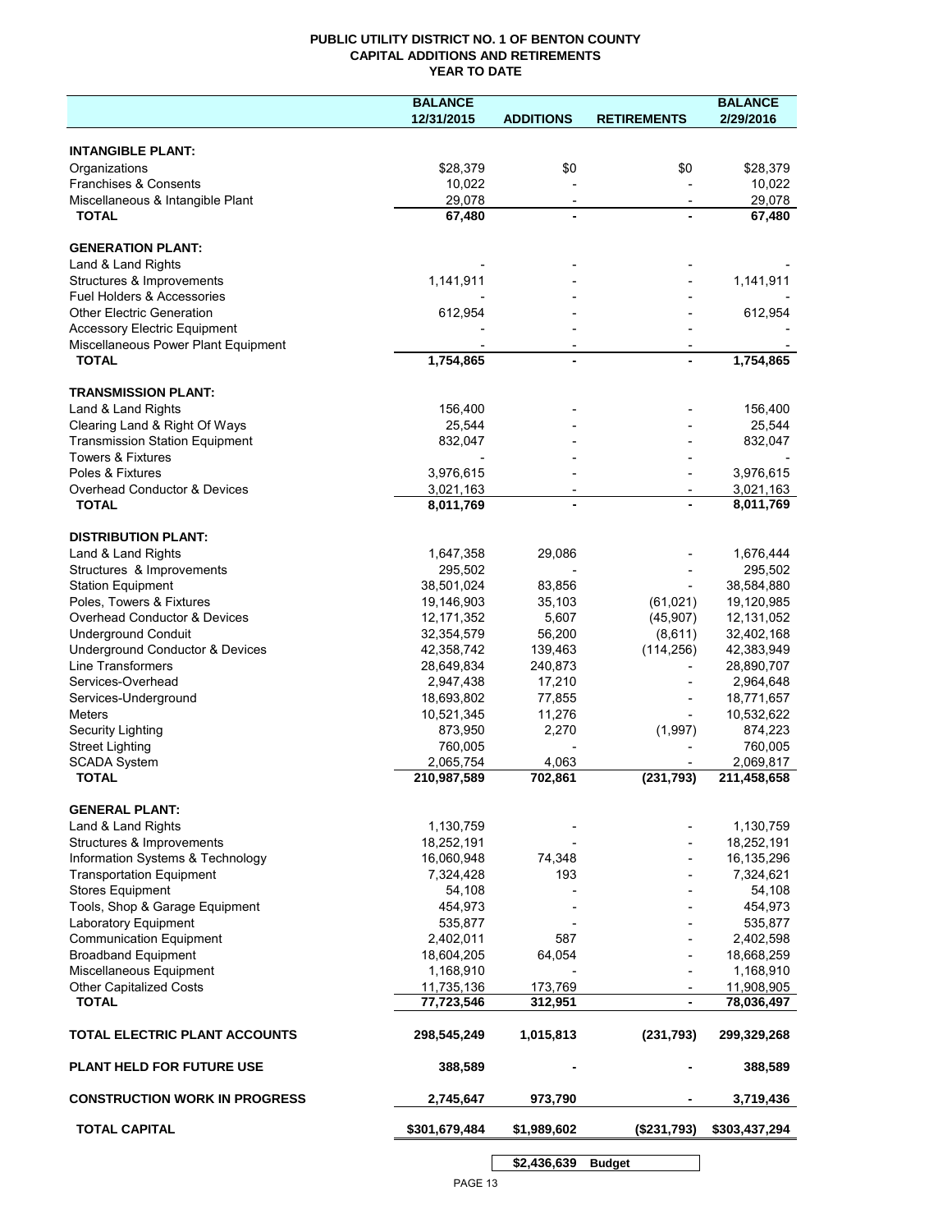**PUBLIC UTILITY DISTRICT NO. 1 OF BENTON COUNTY**
**CAPITAL ADDITIONS AND RETIREMENTS**
**YEAR TO DATE**

| | BALANCE 12/31/2015 | ADDITIONS | RETIREMENTS | BALANCE 2/29/2016 |
|---|---|---|---|---|
| **INTANGIBLE PLANT:** | | | | |
| Organizations | $28,379 | $0 | $0 | $28,379 |
| Franchises & Consents | 10,022 | - | - | 10,022 |
| Miscellaneous & Intangible Plant | 29,078 | - | - | 29,078 |
| **TOTAL** | **67,480** | **-** | **-** | **67,480** |
| **GENERATION PLANT:** | | | | |
| Land & Land Rights | - | - | - | - |
| Structures & Improvements | 1,141,911 | - | - | 1,141,911 |
| Fuel Holders & Accessories | - | - | - | - |
| Other Electric Generation | 612,954 | - | - | 612,954 |
| Accessory Electric Equipment | - | - | - | - |
| Miscellaneous Power Plant Equipment | - | - | - | - |
| **TOTAL** | **1,754,865** | **-** | **-** | **1,754,865** |
| **TRANSMISSION PLANT:** | | | | |
| Land & Land Rights | 156,400 | - | - | 156,400 |
| Clearing Land & Right Of Ways | 25,544 | - | - | 25,544 |
| Transmission Station Equipment | 832,047 | - | - | 832,047 |
| Towers & Fixtures | - | - | - | - |
| Poles & Fixtures | 3,976,615 | - | - | 3,976,615 |
| Overhead Conductor & Devices | 3,021,163 | - | - | 3,021,163 |
| **TOTAL** | **8,011,769** | **-** | **-** | **8,011,769** |
| **DISTRIBUTION PLANT:** | | | | |
| Land & Land Rights | 1,647,358 | 29,086 | - | 1,676,444 |
| Structures & Improvements | 295,502 | - | - | 295,502 |
| Station Equipment | 38,501,024 | 83,856 | - | 38,584,880 |
| Poles, Towers & Fixtures | 19,146,903 | 35,103 | (61,021) | 19,120,985 |
| Overhead Conductor & Devices | 12,171,352 | 5,607 | (45,907) | 12,131,052 |
| Underground Conduit | 32,354,579 | 56,200 | (8,611) | 32,402,168 |
| Underground Conductor & Devices | 42,358,742 | 139,463 | (114,256) | 42,383,949 |
| Line Transformers | 28,649,834 | 240,873 | - | 28,890,707 |
| Services-Overhead | 2,947,438 | 17,210 | - | 2,964,648 |
| Services-Underground | 18,693,802 | 77,855 | - | 18,771,657 |
| Meters | 10,521,345 | 11,276 | - | 10,532,622 |
| Security Lighting | 873,950 | 2,270 | (1,997) | 874,223 |
| Street Lighting | 760,005 | - | - | 760,005 |
| SCADA System | 2,065,754 | 4,063 | - | 2,069,817 |
| **TOTAL** | **210,987,589** | **702,861** | **(231,793)** | **211,458,658** |
| **GENERAL PLANT:** | | | | |
| Land & Land Rights | 1,130,759 | - | - | 1,130,759 |
| Structures & Improvements | 18,252,191 | - | - | 18,252,191 |
| Information Systems & Technology | 16,060,948 | 74,348 | - | 16,135,296 |
| Transportation Equipment | 7,324,428 | 193 | - | 7,324,621 |
| Stores Equipment | 54,108 | - | - | 54,108 |
| Tools, Shop & Garage Equipment | 454,973 | - | - | 454,973 |
| Laboratory Equipment | 535,877 | - | - | 535,877 |
| Communication Equipment | 2,402,011 | 587 | - | 2,402,598 |
| Broadband Equipment | 18,604,205 | 64,054 | - | 18,668,259 |
| Miscellaneous Equipment | 1,168,910 | - | - | 1,168,910 |
| Other Capitalized Costs | 11,735,136 | 173,769 | - | 11,908,905 |
| **TOTAL** | **77,723,546** | **312,951** | **-** | **78,036,497** |
| **TOTAL ELECTRIC PLANT ACCOUNTS** | **298,545,249** | **1,015,813** | **(231,793)** | **299,329,268** |
| **PLANT HELD FOR FUTURE USE** | **388,589** | **-** | **-** | **388,589** |
| **CONSTRUCTION WORK IN PROGRESS** | **2,745,647** | **973,790** | **-** | **3,719,436** |
| **TOTAL CAPITAL** | **$301,679,484** | **$1,989,602** | **($231,793)** | **$303,437,294** |

| | |
|---|---|
| **$2,436,639** | **Budget** |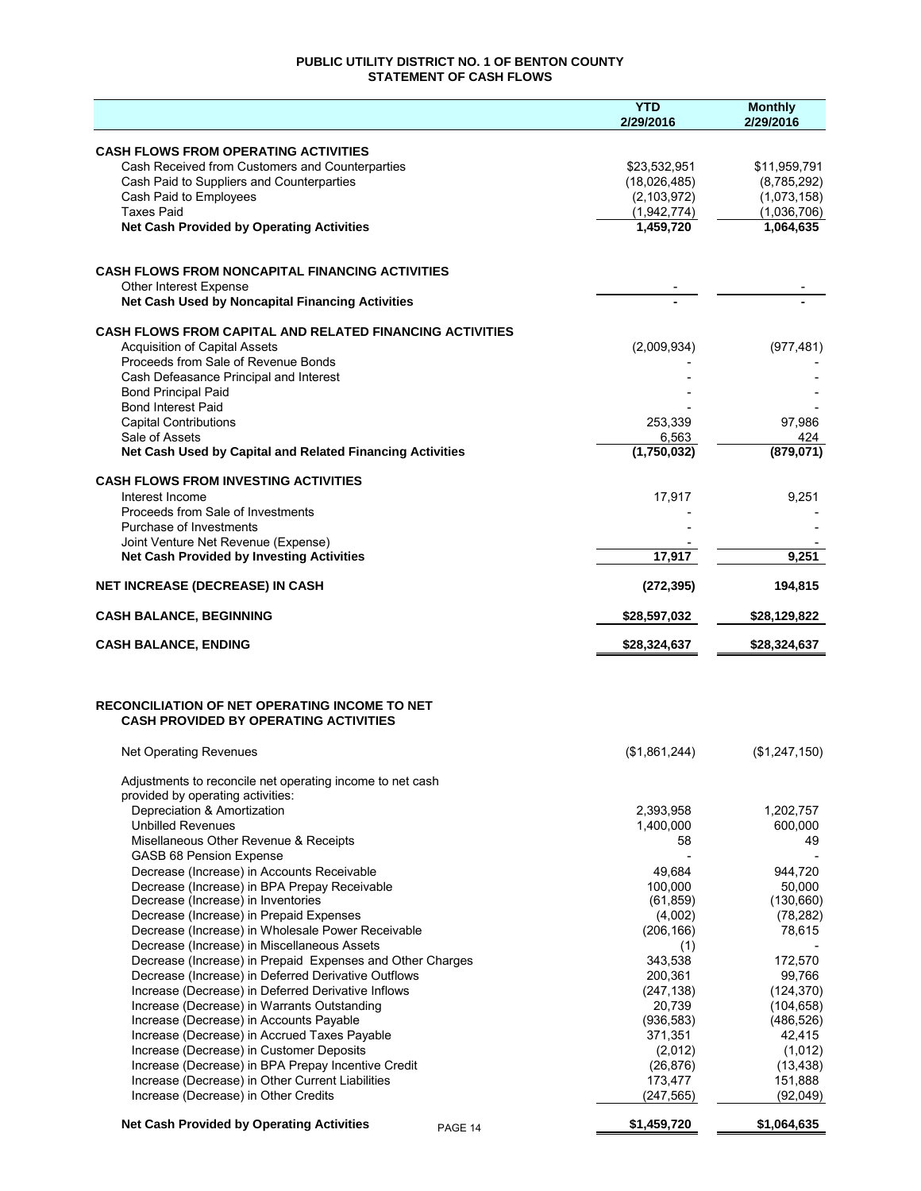# PUBLIC UTILITY DISTRICT NO. 1 OF BENTON COUNTY
## STATEMENT OF CASH FLOWS

| | YTD 2/29/2016 | Monthly 2/29/2016 |
|---|---|---|
| **CASH FLOWS FROM OPERATING ACTIVITIES** | | |
| Cash Received from Customers and Counterparties | $23,532,951 | $11,959,791 |
| Cash Paid to Suppliers and Counterparties | (18,026,485) | (8,785,292) |
| Cash Paid to Employees | (2,103,972) | (1,073,158) |
| Taxes Paid | (1,942,774) | (1,036,706) |
| **Net Cash Provided by Operating Activities** | **1,459,720** | **1,064,635** |
| **CASH FLOWS FROM NONCAPITAL FINANCING ACTIVITIES** | | |
| Other Interest Expense | - | - |
| **Net Cash Used by Noncapital Financing Activities** | **-** | **-** |
| **CASH FLOWS FROM CAPITAL AND RELATED FINANCING ACTIVITIES** | | |
| Acquisition of Capital Assets | (2,009,934) | (977,481) |
| Proceeds from Sale of Revenue Bonds | - | - |
| Cash Defeasance Principal and Interest | - | - |
| Bond Principal Paid | - | - |
| Bond Interest Paid | - | - |
| Capital Contributions | 253,339 | 97,986 |
| Sale of Assets | 6,563 | 424 |
| **Net Cash Used by Capital and Related Financing Activities** | **(1,750,032)** | **(879,071)** |
| **CASH FLOWS FROM INVESTING ACTIVITIES** | | |
| Interest Income | 17,917 | 9,251 |
| Proceeds from Sale of Investments | - | - |
| Purchase of Investments | - | - |
| Joint Venture Net Revenue (Expense) | - | - |
| **Net Cash Provided by Investing Activities** | **17,917** | **9,251** |
| **NET INCREASE (DECREASE) IN CASH** | **(272,395)** | **194,815** |
| **CASH BALANCE, BEGINNING** | **$28,597,032** | **$28,129,822** |
| **CASH BALANCE, ENDING** | **$28,324,637** | **$28,324,637** |

## RECONCILIATION OF NET OPERATING INCOME TO NET CASH PROVIDED BY OPERATING ACTIVITIES

| | YTD 2/29/2016 | Monthly 2/29/2016 |
|---|---|---|
| Net Operating Revenues | ($1,861,244) | ($1,247,150) |
| Adjustments to reconcile net operating income to net cash provided by operating activities: | | |
| Depreciation & Amortization | 2,393,958 | 1,202,757 |
| Unbilled Revenues | 1,400,000 | 600,000 |
| Misellaneous Other Revenue & Receipts | 58 | 49 |
| GASB 68 Pension Expense | - | - |
| Decrease (Increase) in Accounts Receivable | 49,684 | 944,720 |
| Decrease (Increase) in BPA Prepay Receivable | 100,000 | 50,000 |
| Decrease (Increase) in Inventories | (61,859) | (130,660) |
| Decrease (Increase) in Prepaid Expenses | (4,002) | (78,282) |
| Decrease (Increase) in Wholesale Power Receivable | (206,166) | 78,615 |
| Decrease (Increase) in Miscellaneous Assets | (1) | - |
| Decrease (Increase) in Prepaid Expenses and Other Charges | 343,538 | 172,570 |
| Decrease (Increase) in Deferred Derivative Outflows | 200,361 | 99,766 |
| Increase (Decrease) in Deferred Derivative Inflows | (247,138) | (124,370) |
| Increase (Decrease) in Warrants Outstanding | 20,739 | (104,658) |
| Increase (Decrease) in Accounts Payable | (936,583) | (486,526) |
| Increase (Decrease) in Accrued Taxes Payable | 371,351 | 42,415 |
| Increase (Decrease) in Customer Deposits | (2,012) | (1,012) |
| Increase (Decrease) in BPA Prepay Incentive Credit | (26,876) | (13,438) |
| Increase (Decrease) in Other Current Liabilities | 173,477 | 151,888 |
| Increase (Decrease) in Other Credits | (247,565) | (92,049) |
| **Net Cash Provided by Operating Activities** | **$1,459,720** | **$1,064,635** |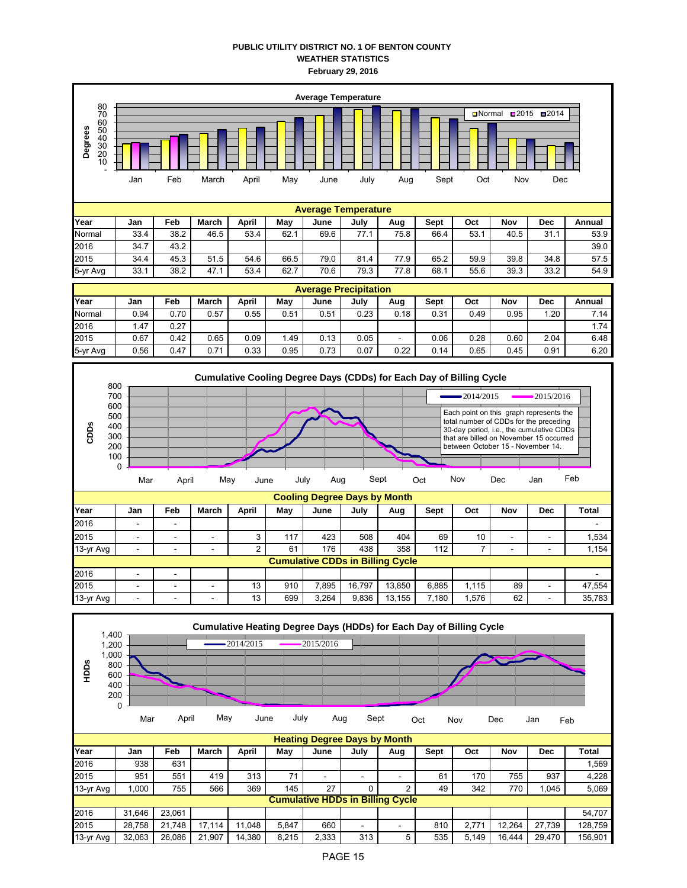**PUBLIC UTILITY DISTRICT NO. 1 OF BENTON COUNTY**
**WEATHER STATISTICS**
**February 29, 2016**

**Average Temperature**

| Year | Jan | Feb | March | April | May | June | July | Aug | Sept | Oct | Nov | Dec | Annual |
|---|---|---|---|---|---|---|---|---|---|---|---|---|---|
| Normal | 33.4 | 38.2 | 46.5 | 53.4 | 62.1 | 69.6 | 77.1 | 75.8 | 66.4 | 53.1 | 40.5 | 31.1 | 53.9 |
| 2016 | 34.7 | 43.2 | | | | | | | | | | | 39.0 |
| 2015 | 34.4 | 45.3 | 51.5 | 54.6 | 66.5 | 79.0 | 81.4 | 77.9 | 65.2 | 59.9 | 39.8 | 34.8 | 57.5 |
| 5-yr Avg | 33.1 | 38.2 | 47.1 | 53.4 | 62.7 | 70.6 | 79.3 | 77.8 | 68.1 | 55.6 | 39.3 | 33.2 | 54.9 |

**Average Precipitation**

| Year | Jan | Feb | March | April | May | June | July | Aug | Sept | Oct | Nov | Dec | Annual |
|---|---|---|---|---|---|---|---|---|---|---|---|---|---|
| Normal | 0.94 | 0.70 | 0.57 | 0.55 | 0.51 | 0.51 | 0.23 | 0.18 | 0.31 | 0.49 | 0.95 | 1.20 | 7.14 |
| 2016 | 1.47 | 0.27 | | | | | | | | | | | 1.74 |
| 2015 | 0.67 | 0.42 | 0.65 | 0.09 | 1.49 | 0.13 | 0.05 | - | 0.06 | 0.28 | 0.60 | 2.04 | 6.48 |
| 5-yr Avg | 0.56 | 0.47 | 0.71 | 0.33 | 0.95 | 0.73 | 0.07 | 0.22 | 0.14 | 0.65 | 0.45 | 0.91 | 6.20 |

Each point on this graph represents the total number of CDDs for the preceding 30-day period, i.e., the cumulative CDDs that are billed on November 15 occurred between October 15 - November 14.

**Cooling Degree Days by Month**

| Year | Jan | Feb | March | April | May | June | July | Aug | Sept | Oct | Nov | Dec | Total |
|---|---|---|---|---|---|---|---|---|---|---|---|---|---|
| 2016 | - | - | | | | | | | | | | | - |
| 2015 | - | - | - | 3 | 117 | 423 | 508 | 404 | 69 | 10 | - | - | 1,534 |
| 13-yr Avg | - | - | - | 2 | 61 | 176 | 438 | 358 | 112 | 7 | - | - | 1,154 |

**Cumulative CDDs in Billing Cycle**

| Year | Jan | Feb | March | April | May | June | July | Aug | Sept | Oct | Nov | Dec | Total |
|---|---|---|---|---|---|---|---|---|---|---|---|---|---|
| 2016 | - | - | | | | | | | | | | | - |
| 2015 | - | - | - | 13 | 910 | 7,895 | 16,797 | 13,850 | 6,885 | 1,115 | 89 | - | 47,554 |
| 13-yr Avg | - | - | - | 13 | 699 | 3,264 | 9,836 | 13,155 | 7,180 | 1,576 | 62 | - | 35,783 |

**Heating Degree Days by Month**

| Year | Jan | Feb | March | April | May | June | July | Aug | Sept | Oct | Nov | Dec | Total |
|---|---|---|---|---|---|---|---|---|---|---|---|---|---|
| 2016 | 938 | 631 | | | | | | | | | | | 1,569 |
| 2015 | 951 | 551 | 419 | 313 | 71 | - | - | - | 61 | 170 | 755 | 937 | 4,228 |
| 13-yr Avg | 1,000 | 755 | 566 | 369 | 145 | 27 | 0 | 2 | 49 | 342 | 770 | 1,045 | 5,069 |

**Cumulative HDDs in Billing Cycle**

| Year | Jan | Feb | March | April | May | June | July | Aug | Sept | Oct | Nov | Dec | Total |
|---|---|---|---|---|---|---|---|---|---|---|---|---|---|
| 2016 | 31,646 | 23,061 | | | | | | | | | | | 54,707 |
| 2015 | 28,758 | 21,748 | 17,114 | 11,048 | 5,847 | 660 | - | - | 810 | 2,771 | 12,264 | 27,739 | 128,759 |
| 13-yr Avg | 32,063 | 26,086 | 21,907 | 14,380 | 8,215 | 2,333 | 313 | 5 | 535 | 5,149 | 16,444 | 29,470 | 156,901 |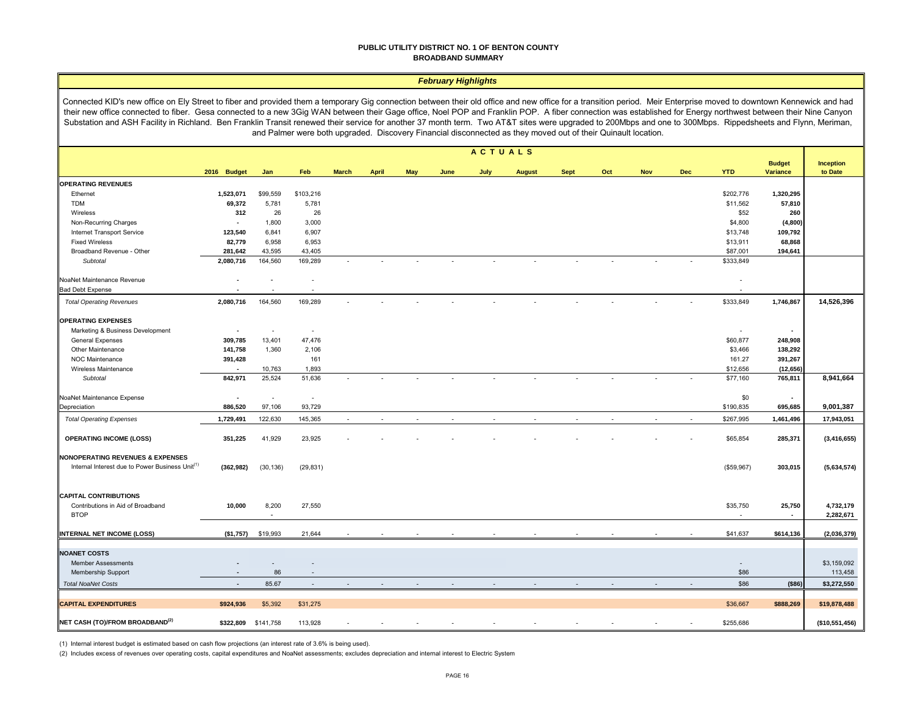**PUBLIC UTILITY DISTRICT NO. 1 OF BENTON COUNTY**
**BROADBAND SUMMARY**

***February Highlights***

Connected KID's new office on Ely Street to fiber and provided them a temporary Gig connection between their old office and new office for a transition period. Meir Enterprise moved to downtown Kennewick and had their new office connected to fiber. Gesa connected to a new 3Gig WAN between their Gage office, Noel POP and Franklin POP. A fiber connection was established for Energy northwest between their Nine Canyon Substation and ASH Facility in Richland. Ben Franklin Transit renewed their service for another 37 month term. Two AT&T sites were upgraded to 200Mbps and one to 300Mbps. Rippedsheets and Flynn, Meriman, and Palmer were both upgraded. Discovery Financial disconnected as they moved out of their Quinault location.

| | | ACTUALS | | | | | | | | | | | | | | |
|---|---|---|---|---|---|---|---|---|---|---|---|---|---|---|---|---|
| | **2016 Budget** | **Jan** | **Feb** | **March** | **April** | **May** | **June** | **July** | **August** | **Sept** | **Oct** | **Nov** | **Dec** | **YTD** | **Budget Variance** | **Inception to Date** |
| **OPERATING REVENUES** | | | | | | | | | | | | | | | | |
| Ethernet | **1,523,071** | $99,559 | $103,216 | | | | | | | | | | | $202,776 | **1,320,295** | |
| TDM | **69,372** | 5,781 | 5,781 | | | | | | | | | | | $11,562 | **57,810** | |
| Wireless | **312** | 26 | 26 | | | | | | | | | | | $52 | **260** | |
| Non-Recurring Charges | **-** | 1,800 | 3,000 | | | | | | | | | | | $4,800 | **(4,800)** | |
| Internet Transport Service | **123,540** | 6,841 | 6,907 | | | | | | | | | | | $13,748 | **109,792** | |
| Fixed Wireless | **82,779** | 6,958 | 6,953 | | | | | | | | | | | $13,911 | **68,868** | |
| Broadband Revenue - Other | **281,642** | 43,595 | 43,405 | | | | | | | | | | | $87,001 | **194,641** | |
| *Subtotal* | **2,080,716** | 164,560 | 169,289 | - | - | - | - | - | - | - | - | - | - | $333,849 | | |
| NoaNet Maintenance Revenue | **-** | - | - | | | | | | | | | | | - | | |
| Bad Debt Expense | **-** | - | - | | | | | | | | | | | - | | |
| *Total Operating Revenues* | **2,080,716** | 164,560 | 169,289 | - | - | - | - | - | - | - | - | - | - | $333,849 | **1,746,867** | **14,526,396** |
| **OPERATING EXPENSES** | | | | | | | | | | | | | | | | |
| Marketing & Business Development | **-** | - | - | | | | | | | | | | | - | **-** | |
| General Expenses | **309,785** | 13,401 | 47,476 | | | | | | | | | | | $60,877 | **248,908** | |
| Other Maintenance | **141,758** | 1,360 | 2,106 | | | | | | | | | | | $3,466 | **138,292** | |
| NOC Maintenance | **391,428** | | 161 | | | | | | | | | | | 161.27 | **391,267** | |
| Wireless Maintenance | **-** | 10,763 | 1,893 | | | | | | | | | | | $12,656 | **(12,656)** | |
| *Subtotal* | **842,971** | 25,524 | 51,636 | - | - | - | - | - | - | - | - | - | - | $77,160 | **765,811** | **8,941,664** |
| NoaNet Maintenance Expense | **-** | - | - | | | | | | | | | | | $0 | **-** | |
| Depreciation | **886,520** | 97,106 | 93,729 | | | | | | | | | | | $190,835 | **695,685** | **9,001,387** |
| *Total Operating Expenses* | **1,729,491** | 122,630 | 145,365 | - | - | - | - | - | - | - | - | - | - | $267,995 | **1,461,496** | **17,943,051** |
| **OPERATING INCOME (LOSS)** | **351,225** | 41,929 | 23,925 | - | - | - | - | - | - | - | - | - | - | $65,854 | **285,371** | **(3,416,655)** |
| **NONOPERATING REVENUES & EXPENSES** | | | | | | | | | | | | | | | | |
| Internal Interest due to Power Business Unit[(1)] | **(362,982)** | (30,136) | (29,831) | | | | | | | | | | | ($59,967) | **303,015** | **(5,634,574)** |
| **CAPITAL CONTRIBUTIONS** | | | | | | | | | | | | | | | | |
| Contributions in Aid of Broadband | **10,000** | 8,200 | 27,550 | | | | | | | | | | | $35,750 | **25,750** | **4,732,179** |
| BTOP | | - | | | | | | | | | | | | - | **-** | **2,282,671** |
| **INTERNAL NET INCOME (LOSS)** | **($1,757)** | $19,993 | 21,644 | - | - | - | - | - | - | - | - | - | - | $41,637 | **$614,136** | **(2,036,379)** |
| **NOANET COSTS** | | | | | | | | | | | | | | | | |
| Member Assessments | **-** | - | - | | | | | | | | | | | - | | $3,159,092 |
| Membership Support | **-** | 86 | - | | | | | | | | | | | $86 | | 113,458 |
| *Total NoaNet Costs* | **-** | 85.67 | - | - | - | - | - | - | - | - | - | - | - | $86 | **($86)** | **$3,272,550** |
| **CAPITAL EXPENDITURES** | **$924,936** | $5,392 | $31,275 | | | | | | | | | | | $36,667 | **$888,269** | **$19,878,488** |
| **NET CASH (TO)/FROM BROADBAND[(2)]** | **$322,809** | $141,758 | 113,928 | - | - | - | - | - | - | - | - | - | - | $255,686 | | **($10,551,456)** |

(1) Internal interest budget is estimated based on cash flow projections (an interest rate of 3.6% is being used).

(2) Includes excess of revenues over operating costs, capital expenditures and NoaNet assessments; excludes depreciation and internal interest to Electric System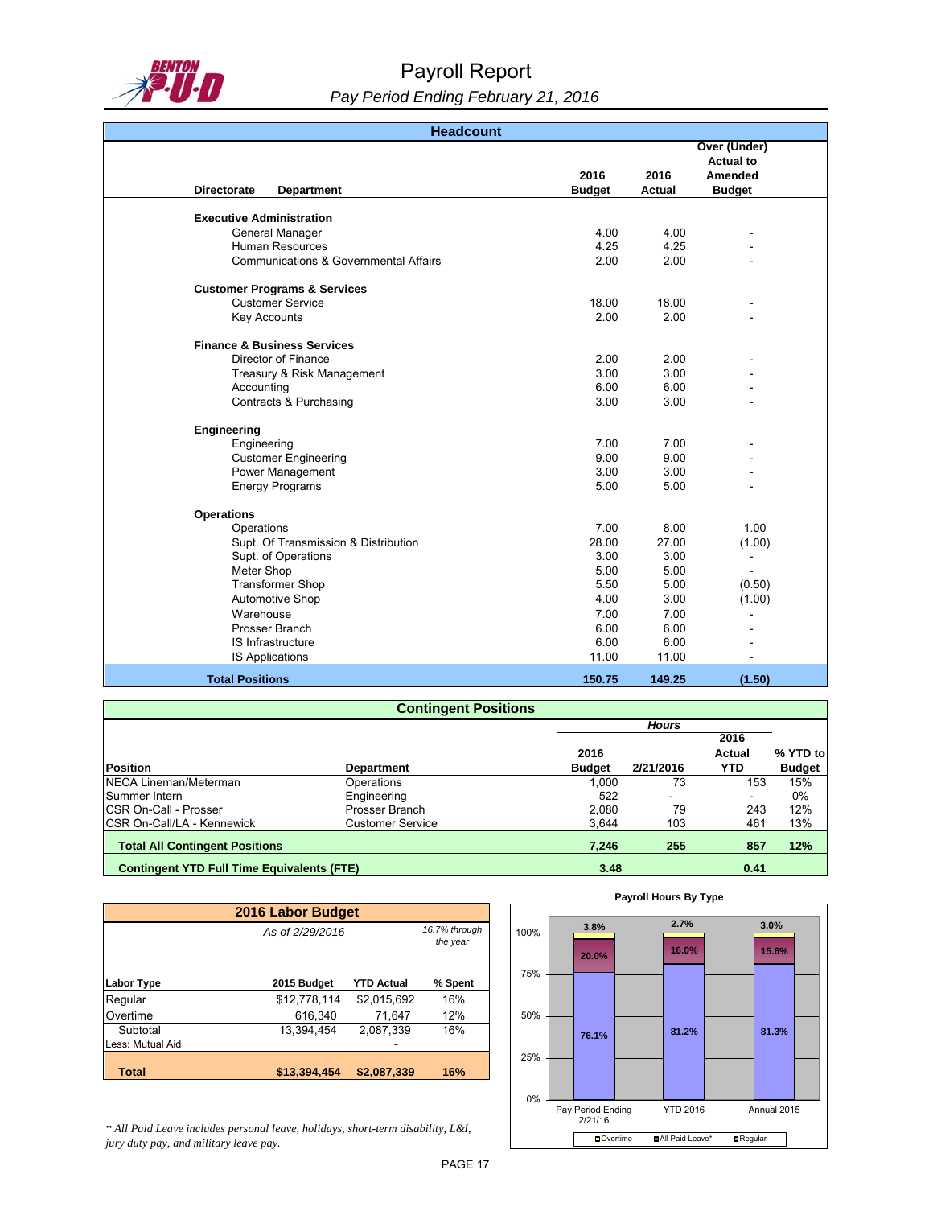# Payroll Report

*Pay Period Ending February 21, 2016*

## Headcount

| Directorate / Department | 2016 Budget | 2016 Actual | Over (Under) Actual to Amended Budget |
|---|---|---|---|
| **Executive Administration** | | | |
| General Manager | 4.00 | 4.00 | - |
| Human Resources | 4.25 | 4.25 | - |
| Communications & Governmental Affairs | 2.00 | 2.00 | - |
| **Customer Programs & Services** | | | |
| Customer Service | 18.00 | 18.00 | - |
| Key Accounts | 2.00 | 2.00 | - |
| **Finance & Business Services** | | | |
| Director of Finance | 2.00 | 2.00 | - |
| Treasury & Risk Management | 3.00 | 3.00 | - |
| Accounting | 6.00 | 6.00 | - |
| Contracts & Purchasing | 3.00 | 3.00 | - |
| **Engineering** | | | |
| Engineering | 7.00 | 7.00 | - |
| Customer Engineering | 9.00 | 9.00 | - |
| Power Management | 3.00 | 3.00 | - |
| Energy Programs | 5.00 | 5.00 | - |
| **Operations** | | | |
| Operations | 7.00 | 8.00 | 1.00 |
| Supt. Of Transmission & Distribution | 28.00 | 27.00 | (1.00) |
| Supt. of Operations | 3.00 | 3.00 | - |
| Meter Shop | 5.00 | 5.00 | - |
| Transformer Shop | 5.50 | 5.00 | (0.50) |
| Automotive Shop | 4.00 | 3.00 | (1.00) |
| Warehouse | 7.00 | 7.00 | - |
| Prosser Branch | 6.00 | 6.00 | - |
| IS Infrastructure | 6.00 | 6.00 | - |
| IS Applications | 11.00 | 11.00 | - |
| **Total Positions** | **150.75** | **149.25** | **(1.50)** |

## Contingent Positions

| | | Hours | | | |
|---|---|---|---|---|---|
| **Position** | **Department** | **2016 Budget** | **2/21/2016** | **2016 Actual YTD** | **% YTD to Budget** |
| NECA Lineman/Meterman | Operations | 1,000 | 73 | 153 | 15% |
| Summer Intern | Engineering | 522 | - | - | 0% |
| CSR On-Call - Prosser | Prosser Branch | 2,080 | 79 | 243 | 12% |
| CSR On-Call/LA - Kennewick | Customer Service | 3,644 | 103 | 461 | 13% |
| **Total All Contingent Positions** | | **7,246** | **255** | **857** | **12%** |
| **Contingent YTD Full Time Equivalents (FTE)** | | **3.48** | | **0.41** | |

## 2016 Labor Budget

| | As of 2/29/2016 | | *16.7% through the year* |
|---|---|---|---|
| **Labor Type** | **2015 Budget** | **YTD Actual** | **% Spent** |
| Regular | $12,778,114 | $2,015,692 | 16% |
| Overtime | 616,340 | 71,647 | 12% |
| Subtotal | 13,394,454 | 2,087,339 | 16% |
| Less: Mutual Aid | | - | |
| **Total** | **$13,394,454** | **$2,087,339** | **16%** |

**Payroll Hours By Type**

Pay Period Ending 2/21/16: 3.8%, 20.0%, 76.1%

YTD 2016: 2.7%, 16.0%, 81.2%

Annual 2015: 3.0%, 15.6%, 81.3%

100%, 75%, 50%, 25%, 0%

Overtime, All Paid Leave*, Regular

*\* All Paid Leave includes personal leave, holidays, short-term disability, L&I, jury duty pay, and military leave pay.*